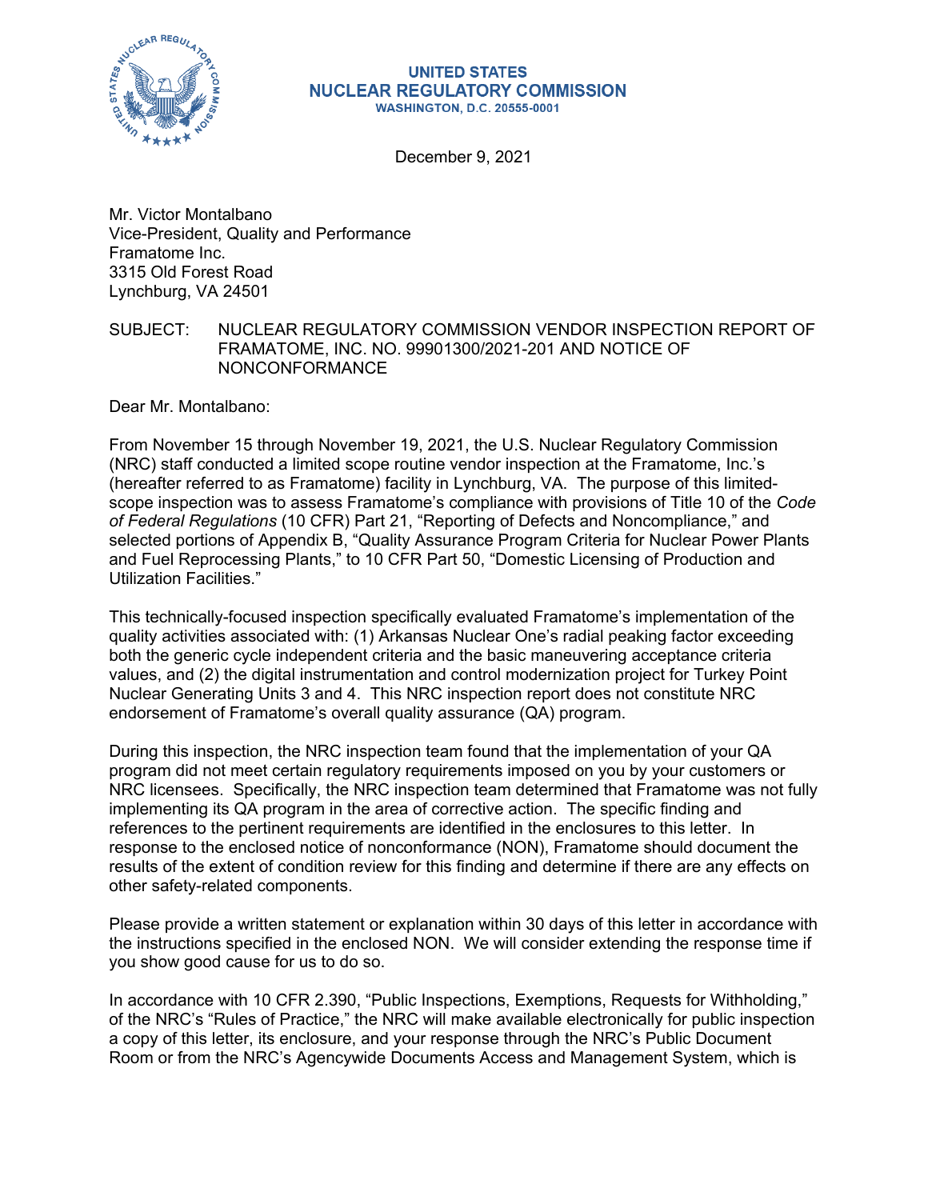**UNITED STATES**
**NUCLEAR REGULATORY COMMISSION**
**WASHINGTON, D.C. 20555-0001**

December 9, 2021

Mr. Victor Montalbano
Vice-President, Quality and Performance
Framatome Inc.
3315 Old Forest Road
Lynchburg, VA 24501

SUBJECT: NUCLEAR REGULATORY COMMISSION VENDOR INSPECTION REPORT OF FRAMATOME, INC. NO. 99901300/2021-201 AND NOTICE OF NONCONFORMANCE

Dear Mr. Montalbano:

From November 15 through November 19, 2021, the U.S. Nuclear Regulatory Commission (NRC) staff conducted a limited scope routine vendor inspection at the Framatome, Inc.'s (hereafter referred to as Framatome) facility in Lynchburg, VA. The purpose of this limited-scope inspection was to assess Framatome's compliance with provisions of Title 10 of the *Code of Federal Regulations* (10 CFR) Part 21, "Reporting of Defects and Noncompliance," and selected portions of Appendix B, "Quality Assurance Program Criteria for Nuclear Power Plants and Fuel Reprocessing Plants," to 10 CFR Part 50, "Domestic Licensing of Production and Utilization Facilities."

This technically-focused inspection specifically evaluated Framatome's implementation of the quality activities associated with: (1) Arkansas Nuclear One's radial peaking factor exceeding both the generic cycle independent criteria and the basic maneuvering acceptance criteria values, and (2) the digital instrumentation and control modernization project for Turkey Point Nuclear Generating Units 3 and 4. This NRC inspection report does not constitute NRC endorsement of Framatome's overall quality assurance (QA) program.

During this inspection, the NRC inspection team found that the implementation of your QA program did not meet certain regulatory requirements imposed on you by your customers or NRC licensees. Specifically, the NRC inspection team determined that Framatome was not fully implementing its QA program in the area of corrective action. The specific finding and references to the pertinent requirements are identified in the enclosures to this letter. In response to the enclosed notice of nonconformance (NON), Framatome should document the results of the extent of condition review for this finding and determine if there are any effects on other safety-related components.

Please provide a written statement or explanation within 30 days of this letter in accordance with the instructions specified in the enclosed NON. We will consider extending the response time if you show good cause for us to do so.

In accordance with 10 CFR 2.390, "Public Inspections, Exemptions, Requests for Withholding," of the NRC's "Rules of Practice," the NRC will make available electronically for public inspection a copy of this letter, its enclosure, and your response through the NRC's Public Document Room or from the NRC's Agencywide Documents Access and Management System, which is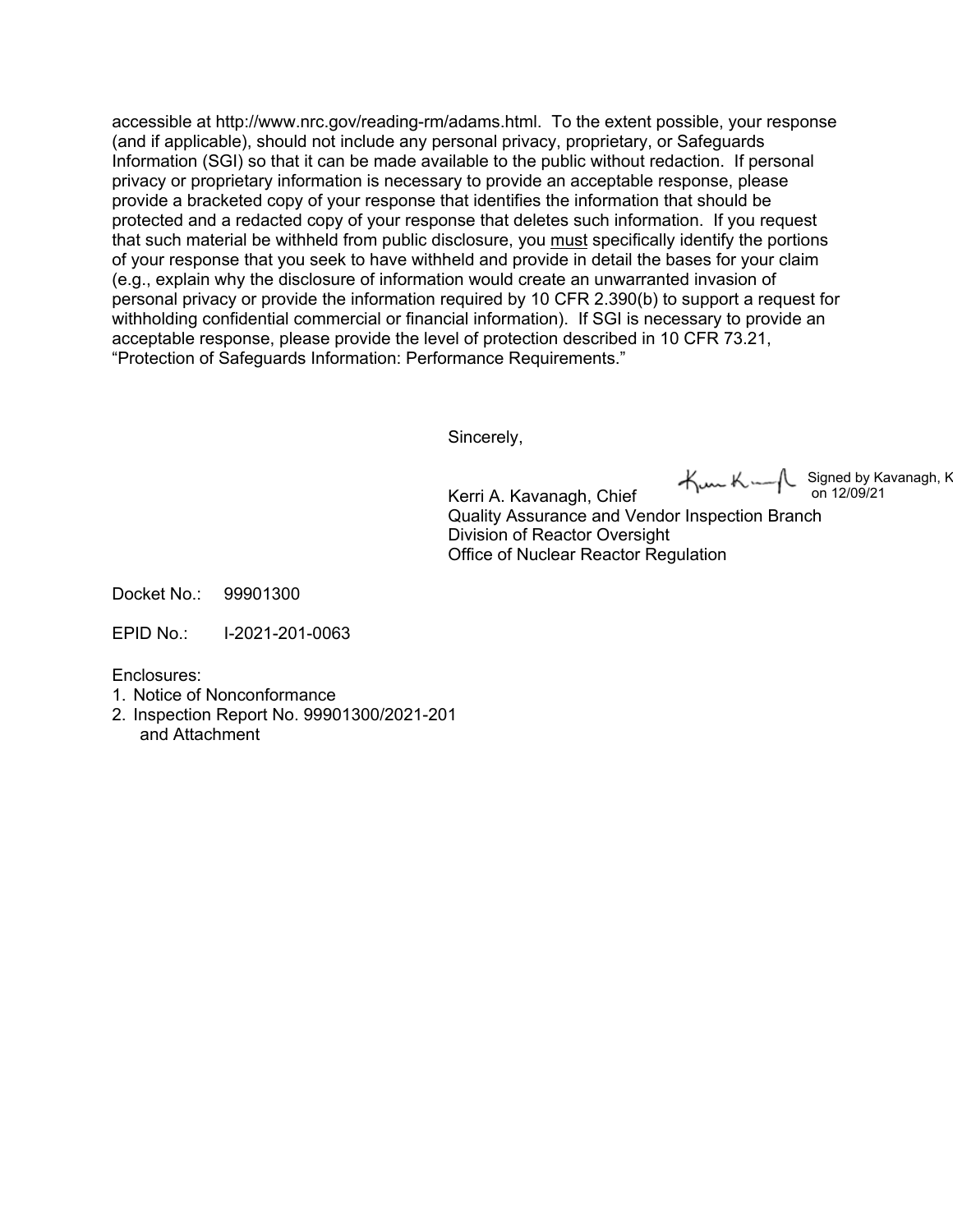accessible at http://www.nrc.gov/reading-rm/adams.html. To the extent possible, your response (and if applicable), should not include any personal privacy, proprietary, or Safeguards Information (SGI) so that it can be made available to the public without redaction. If personal privacy or proprietary information is necessary to provide an acceptable response, please provide a bracketed copy of your response that identifies the information that should be protected and a redacted copy of your response that deletes such information. If you request that such material be withheld from public disclosure, you must specifically identify the portions of your response that you seek to have withheld and provide in detail the bases for your claim (e.g., explain why the disclosure of information would create an unwarranted invasion of personal privacy or provide the information required by 10 CFR 2.390(b) to support a request for withholding confidential commercial or financial information). If SGI is necessary to provide an acceptable response, please provide the level of protection described in 10 CFR 73.21, "Protection of Safeguards Information: Performance Requirements."

Sincerely,

Signed by Kavanagh, K on 12/09/21

Kerri A. Kavanagh, Chief
Quality Assurance and Vendor Inspection Branch
Division of Reactor Oversight
Office of Nuclear Reactor Regulation

Docket No.: 99901300

EPID No.: I-2021-201-0063

Enclosures:
1. Notice of Nonconformance
2. Inspection Report No. 99901300/2021-201 and Attachment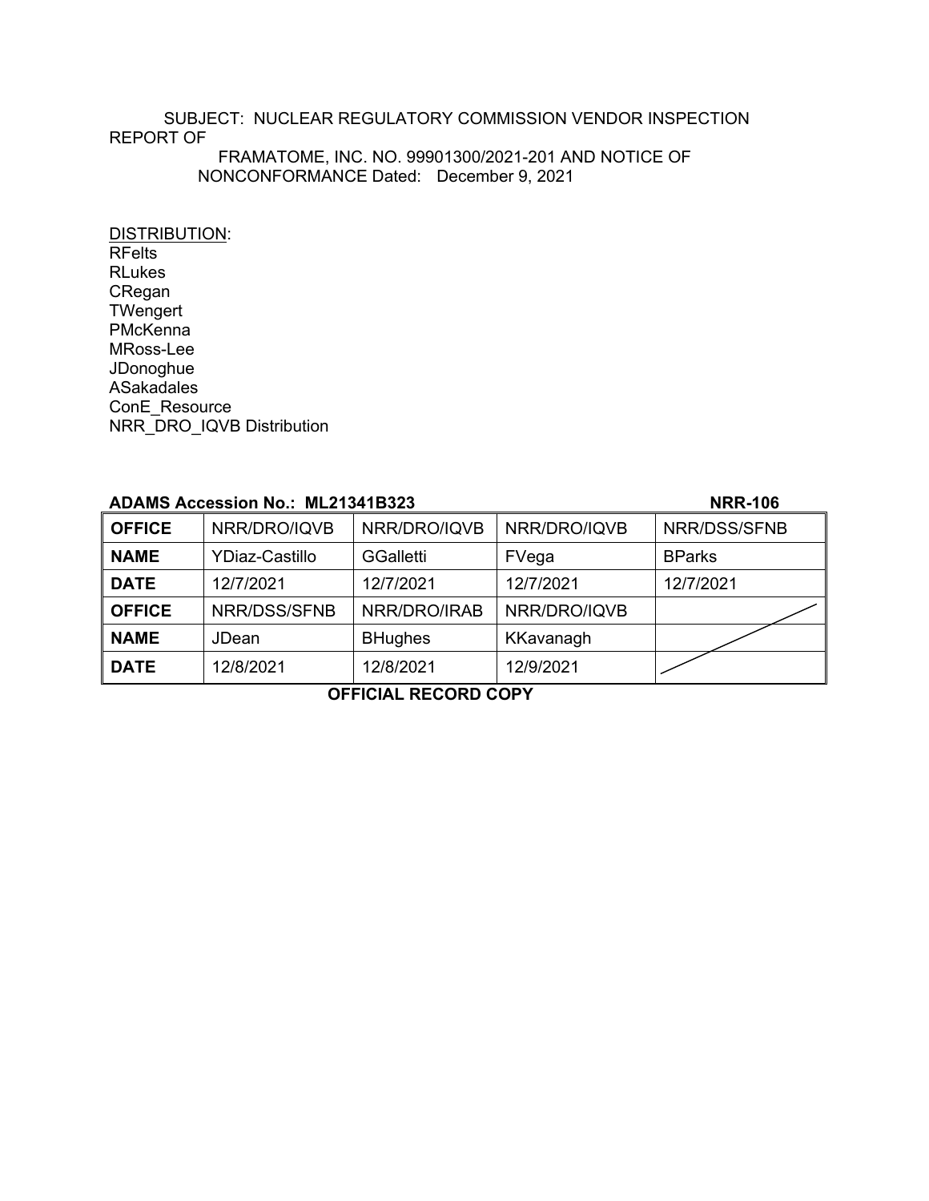SUBJECT: NUCLEAR REGULATORY COMMISSION VENDOR INSPECTION REPORT OF FRAMATOME, INC. NO. 99901300/2021-201 AND NOTICE OF NONCONFORMANCE Dated: December 9, 2021

DISTRIBUTION:
RFelts
RLukes
CRegan
TWengert
PMcKenna
MRoss-Lee
JDonoghue
ASakadales
ConE_Resource
NRR_DRO_IQVB Distribution

**ADAMS Accession No.: ML21341B323** **NRR-106**

| **OFFICE** | NRR/DRO/IQVB | NRR/DRO/IQVB | NRR/DRO/IQVB | NRR/DSS/SFNB |
|---|---|---|---|---|
| **NAME** | YDiaz-Castillo | GGalletti | FVega | BParks |
| **DATE** | 12/7/2021 | 12/7/2021 | 12/7/2021 | 12/7/2021 |
| **OFFICE** | NRR/DSS/SFNB | NRR/DRO/IRAB | NRR/DRO/IQVB | |
| **NAME** | JDean | BHughes | KKavanagh | |
| **DATE** | 12/8/2021 | 12/8/2021 | 12/9/2021 | |

**OFFICIAL RECORD COPY**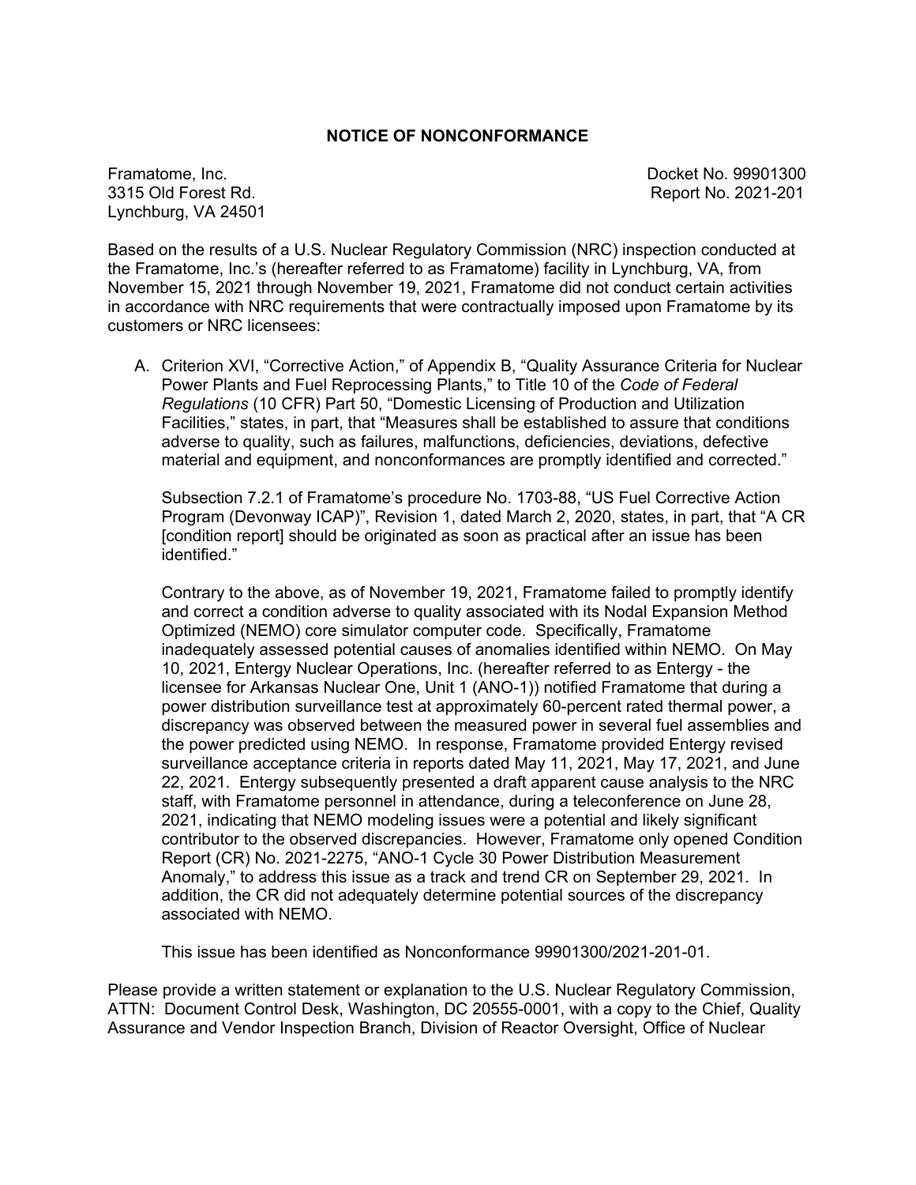# NOTICE OF NONCONFORMANCE

Framatome, Inc.
3315 Old Forest Rd.
Lynchburg, VA 24501

Docket No. 99901300
Report No. 2021-201

Based on the results of a U.S. Nuclear Regulatory Commission (NRC) inspection conducted at the Framatome, Inc.'s (hereafter referred to as Framatome) facility in Lynchburg, VA, from November 15, 2021 through November 19, 2021, Framatome did not conduct certain activities in accordance with NRC requirements that were contractually imposed upon Framatome by its customers or NRC licensees:

A. Criterion XVI, "Corrective Action," of Appendix B, "Quality Assurance Criteria for Nuclear Power Plants and Fuel Reprocessing Plants," to Title 10 of the *Code of Federal Regulations* (10 CFR) Part 50, "Domestic Licensing of Production and Utilization Facilities," states, in part, that "Measures shall be established to assure that conditions adverse to quality, such as failures, malfunctions, deficiencies, deviations, defective material and equipment, and nonconformances are promptly identified and corrected."

   Subsection 7.2.1 of Framatome's procedure No. 1703-88, "US Fuel Corrective Action Program (Devonway ICAP)", Revision 1, dated March 2, 2020, states, in part, that "A CR [condition report] should be originated as soon as practical after an issue has been identified."

   Contrary to the above, as of November 19, 2021, Framatome failed to promptly identify and correct a condition adverse to quality associated with its Nodal Expansion Method Optimized (NEMO) core simulator computer code. Specifically, Framatome inadequately assessed potential causes of anomalies identified within NEMO. On May 10, 2021, Entergy Nuclear Operations, Inc. (hereafter referred to as Entergy - the licensee for Arkansas Nuclear One, Unit 1 (ANO-1)) notified Framatome that during a power distribution surveillance test at approximately 60-percent rated thermal power, a discrepancy was observed between the measured power in several fuel assemblies and the power predicted using NEMO. In response, Framatome provided Entergy revised surveillance acceptance criteria in reports dated May 11, 2021, May 17, 2021, and June 22, 2021. Entergy subsequently presented a draft apparent cause analysis to the NRC staff, with Framatome personnel in attendance, during a teleconference on June 28, 2021, indicating that NEMO modeling issues were a potential and likely significant contributor to the observed discrepancies. However, Framatome only opened Condition Report (CR) No. 2021-2275, "ANO-1 Cycle 30 Power Distribution Measurement Anomaly," to address this issue as a track and trend CR on September 29, 2021. In addition, the CR did not adequately determine potential sources of the discrepancy associated with NEMO.

   This issue has been identified as Nonconformance 99901300/2021-201-01.

Please provide a written statement or explanation to the U.S. Nuclear Regulatory Commission, ATTN: Document Control Desk, Washington, DC 20555-0001, with a copy to the Chief, Quality Assurance and Vendor Inspection Branch, Division of Reactor Oversight, Office of Nuclear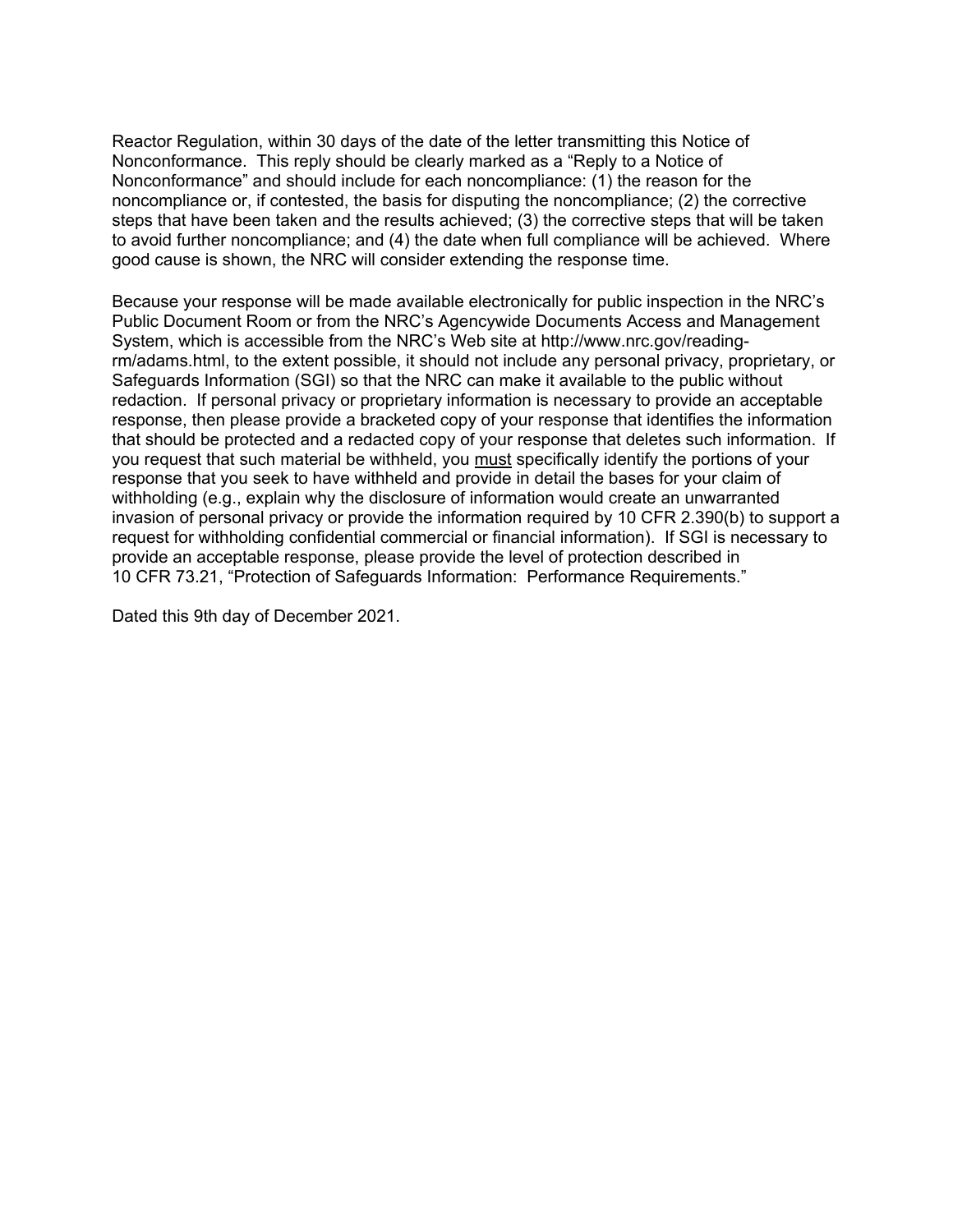Reactor Regulation, within 30 days of the date of the letter transmitting this Notice of Nonconformance. This reply should be clearly marked as a "Reply to a Notice of Nonconformance" and should include for each noncompliance: (1) the reason for the noncompliance or, if contested, the basis for disputing the noncompliance; (2) the corrective steps that have been taken and the results achieved; (3) the corrective steps that will be taken to avoid further noncompliance; and (4) the date when full compliance will be achieved. Where good cause is shown, the NRC will consider extending the response time.

Because your response will be made available electronically for public inspection in the NRC's Public Document Room or from the NRC's Agencywide Documents Access and Management System, which is accessible from the NRC's Web site at http://www.nrc.gov/reading-rm/adams.html, to the extent possible, it should not include any personal privacy, proprietary, or Safeguards Information (SGI) so that the NRC can make it available to the public without redaction. If personal privacy or proprietary information is necessary to provide an acceptable response, then please provide a bracketed copy of your response that identifies the information that should be protected and a redacted copy of your response that deletes such information. If you request that such material be withheld, you <u>must</u> specifically identify the portions of your response that you seek to have withheld and provide in detail the bases for your claim of withholding (e.g., explain why the disclosure of information would create an unwarranted invasion of personal privacy or provide the information required by 10 CFR 2.390(b) to support a request for withholding confidential commercial or financial information). If SGI is necessary to provide an acceptable response, please provide the level of protection described in 10 CFR 73.21, "Protection of Safeguards Information: Performance Requirements."

Dated this 9th day of December 2021.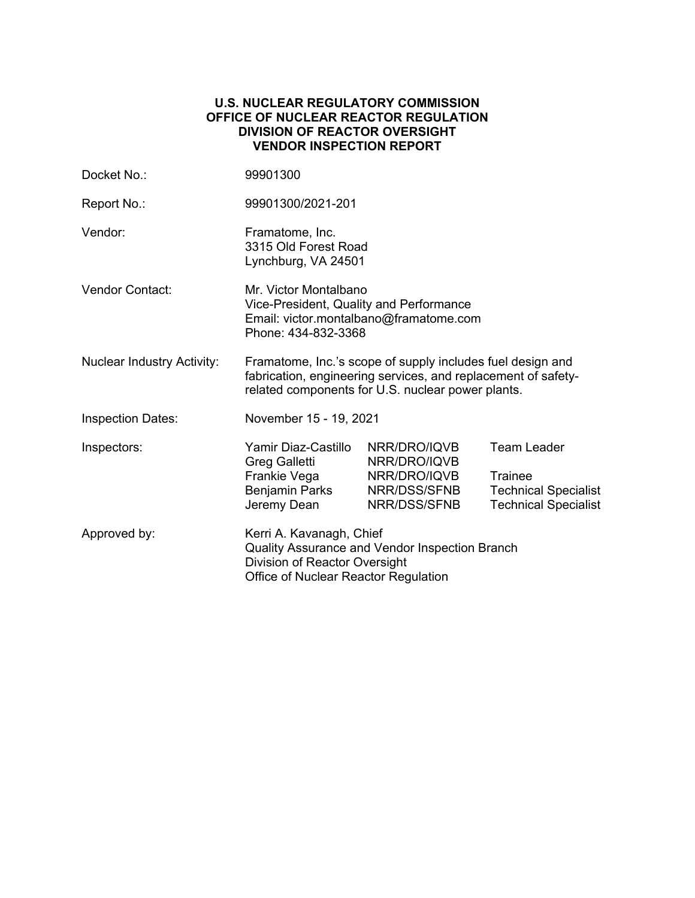# U.S. NUCLEAR REGULATORY COMMISSION
# OFFICE OF NUCLEAR REACTOR REGULATION
# DIVISION OF REACTOR OVERSIGHT
# VENDOR INSPECTION REPORT

| | |
|---|---|
| Docket No.: | 99901300 |
| Report No.: | 99901300/2021-201 |
| Vendor: | Framatome, Inc.<br>3315 Old Forest Road<br>Lynchburg, VA 24501 |
| Vendor Contact: | Mr. Victor Montalbano<br>Vice-President, Quality and Performance<br>Email: victor.montalbano@framatome.com<br>Phone: 434-832-3368 |
| Nuclear Industry Activity: | Framatome, Inc.'s scope of supply includes fuel design and fabrication, engineering services, and replacement of safety-related components for U.S. nuclear power plants. |
| Inspection Dates: | November 15 - 19, 2021 |

| Inspectors: | | | |
|---|---|---|---|
| | Yamir Diaz-Castillo | NRR/DRO/IQVB | Team Leader |
| | Greg Galletti | NRR/DRO/IQVB | |
| | Frankie Vega | NRR/DRO/IQVB | Trainee |
| | Benjamin Parks | NRR/DSS/SFNB | Technical Specialist |
| | Jeremy Dean | NRR/DSS/SFNB | Technical Specialist |

Approved by: Kerri A. Kavanagh, Chief
Quality Assurance and Vendor Inspection Branch
Division of Reactor Oversight
Office of Nuclear Reactor Regulation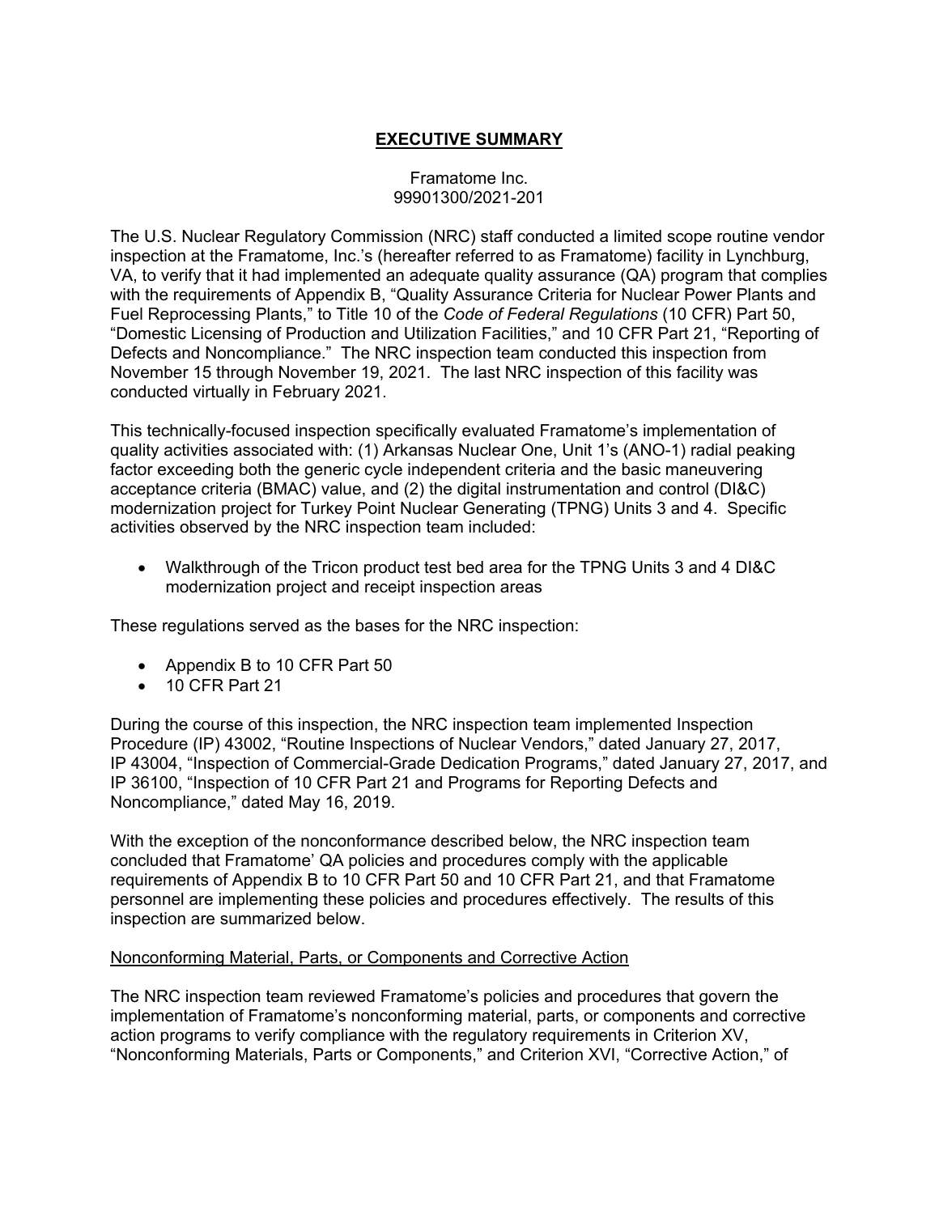## EXECUTIVE SUMMARY

Framatome Inc.
99901300/2021-201

The U.S. Nuclear Regulatory Commission (NRC) staff conducted a limited scope routine vendor inspection at the Framatome, Inc.'s (hereafter referred to as Framatome) facility in Lynchburg, VA, to verify that it had implemented an adequate quality assurance (QA) program that complies with the requirements of Appendix B, "Quality Assurance Criteria for Nuclear Power Plants and Fuel Reprocessing Plants," to Title 10 of the *Code of Federal Regulations* (10 CFR) Part 50, "Domestic Licensing of Production and Utilization Facilities," and 10 CFR Part 21, "Reporting of Defects and Noncompliance." The NRC inspection team conducted this inspection from November 15 through November 19, 2021. The last NRC inspection of this facility was conducted virtually in February 2021.

This technically-focused inspection specifically evaluated Framatome's implementation of quality activities associated with: (1) Arkansas Nuclear One, Unit 1's (ANO-1) radial peaking factor exceeding both the generic cycle independent criteria and the basic maneuvering acceptance criteria (BMAC) value, and (2) the digital instrumentation and control (DI&C) modernization project for Turkey Point Nuclear Generating (TPNG) Units 3 and 4. Specific activities observed by the NRC inspection team included:

- Walkthrough of the Tricon product test bed area for the TPNG Units 3 and 4 DI&C modernization project and receipt inspection areas

These regulations served as the bases for the NRC inspection:

- Appendix B to 10 CFR Part 50
- 10 CFR Part 21

During the course of this inspection, the NRC inspection team implemented Inspection Procedure (IP) 43002, "Routine Inspections of Nuclear Vendors," dated January 27, 2017, IP 43004, "Inspection of Commercial-Grade Dedication Programs," dated January 27, 2017, and IP 36100, "Inspection of 10 CFR Part 21 and Programs for Reporting Defects and Noncompliance," dated May 16, 2019.

With the exception of the nonconformance described below, the NRC inspection team concluded that Framatome' QA policies and procedures comply with the applicable requirements of Appendix B to 10 CFR Part 50 and 10 CFR Part 21, and that Framatome personnel are implementing these policies and procedures effectively. The results of this inspection are summarized below.

Nonconforming Material, Parts, or Components and Corrective Action

The NRC inspection team reviewed Framatome's policies and procedures that govern the implementation of Framatome's nonconforming material, parts, or components and corrective action programs to verify compliance with the regulatory requirements in Criterion XV, "Nonconforming Materials, Parts or Components," and Criterion XVI, "Corrective Action," of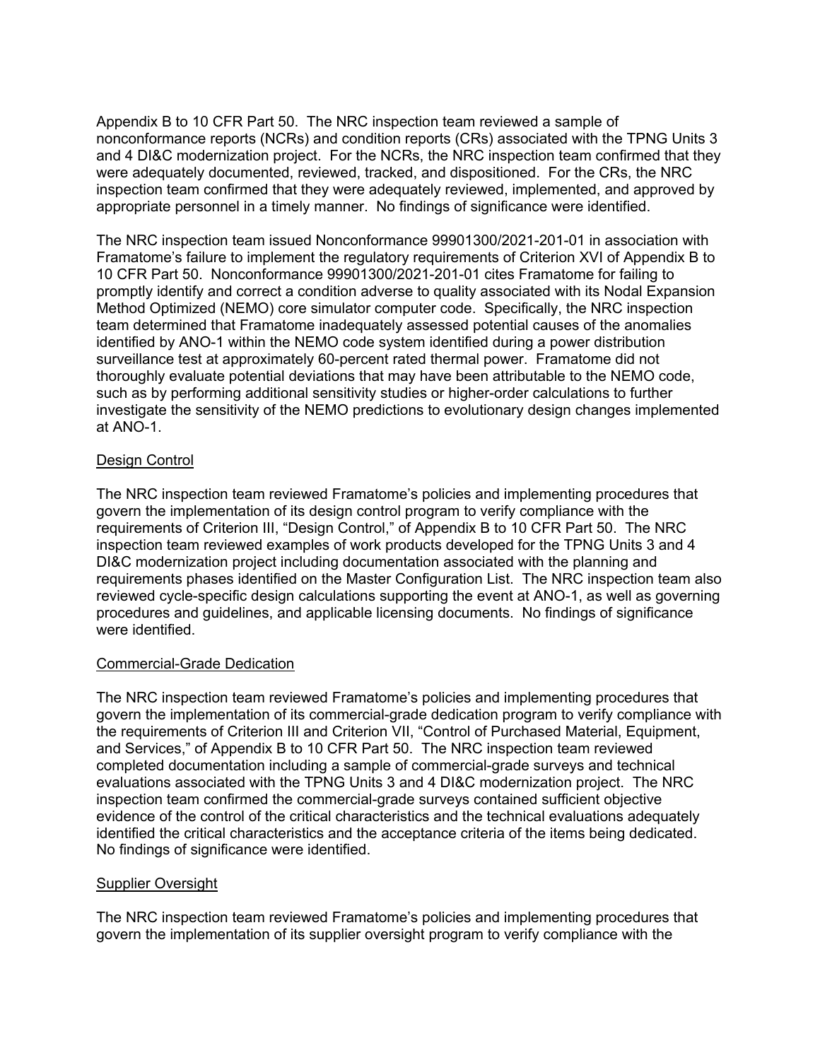Appendix B to 10 CFR Part 50. The NRC inspection team reviewed a sample of nonconformance reports (NCRs) and condition reports (CRs) associated with the TPNG Units 3 and 4 DI&C modernization project. For the NCRs, the NRC inspection team confirmed that they were adequately documented, reviewed, tracked, and dispositioned. For the CRs, the NRC inspection team confirmed that they were adequately reviewed, implemented, and approved by appropriate personnel in a timely manner. No findings of significance were identified.

The NRC inspection team issued Nonconformance 99901300/2021-201-01 in association with Framatome's failure to implement the regulatory requirements of Criterion XVI of Appendix B to 10 CFR Part 50. Nonconformance 99901300/2021-201-01 cites Framatome for failing to promptly identify and correct a condition adverse to quality associated with its Nodal Expansion Method Optimized (NEMO) core simulator computer code. Specifically, the NRC inspection team determined that Framatome inadequately assessed potential causes of the anomalies identified by ANO-1 within the NEMO code system identified during a power distribution surveillance test at approximately 60-percent rated thermal power. Framatome did not thoroughly evaluate potential deviations that may have been attributable to the NEMO code, such as by performing additional sensitivity studies or higher-order calculations to further investigate the sensitivity of the NEMO predictions to evolutionary design changes implemented at ANO-1.

Design Control

The NRC inspection team reviewed Framatome's policies and implementing procedures that govern the implementation of its design control program to verify compliance with the requirements of Criterion III, "Design Control," of Appendix B to 10 CFR Part 50. The NRC inspection team reviewed examples of work products developed for the TPNG Units 3 and 4 DI&C modernization project including documentation associated with the planning and requirements phases identified on the Master Configuration List. The NRC inspection team also reviewed cycle-specific design calculations supporting the event at ANO-1, as well as governing procedures and guidelines, and applicable licensing documents. No findings of significance were identified.

Commercial-Grade Dedication

The NRC inspection team reviewed Framatome's policies and implementing procedures that govern the implementation of its commercial-grade dedication program to verify compliance with the requirements of Criterion III and Criterion VII, "Control of Purchased Material, Equipment, and Services," of Appendix B to 10 CFR Part 50. The NRC inspection team reviewed completed documentation including a sample of commercial-grade surveys and technical evaluations associated with the TPNG Units 3 and 4 DI&C modernization project. The NRC inspection team confirmed the commercial-grade surveys contained sufficient objective evidence of the control of the critical characteristics and the technical evaluations adequately identified the critical characteristics and the acceptance criteria of the items being dedicated. No findings of significance were identified.

Supplier Oversight

The NRC inspection team reviewed Framatome's policies and implementing procedures that govern the implementation of its supplier oversight program to verify compliance with the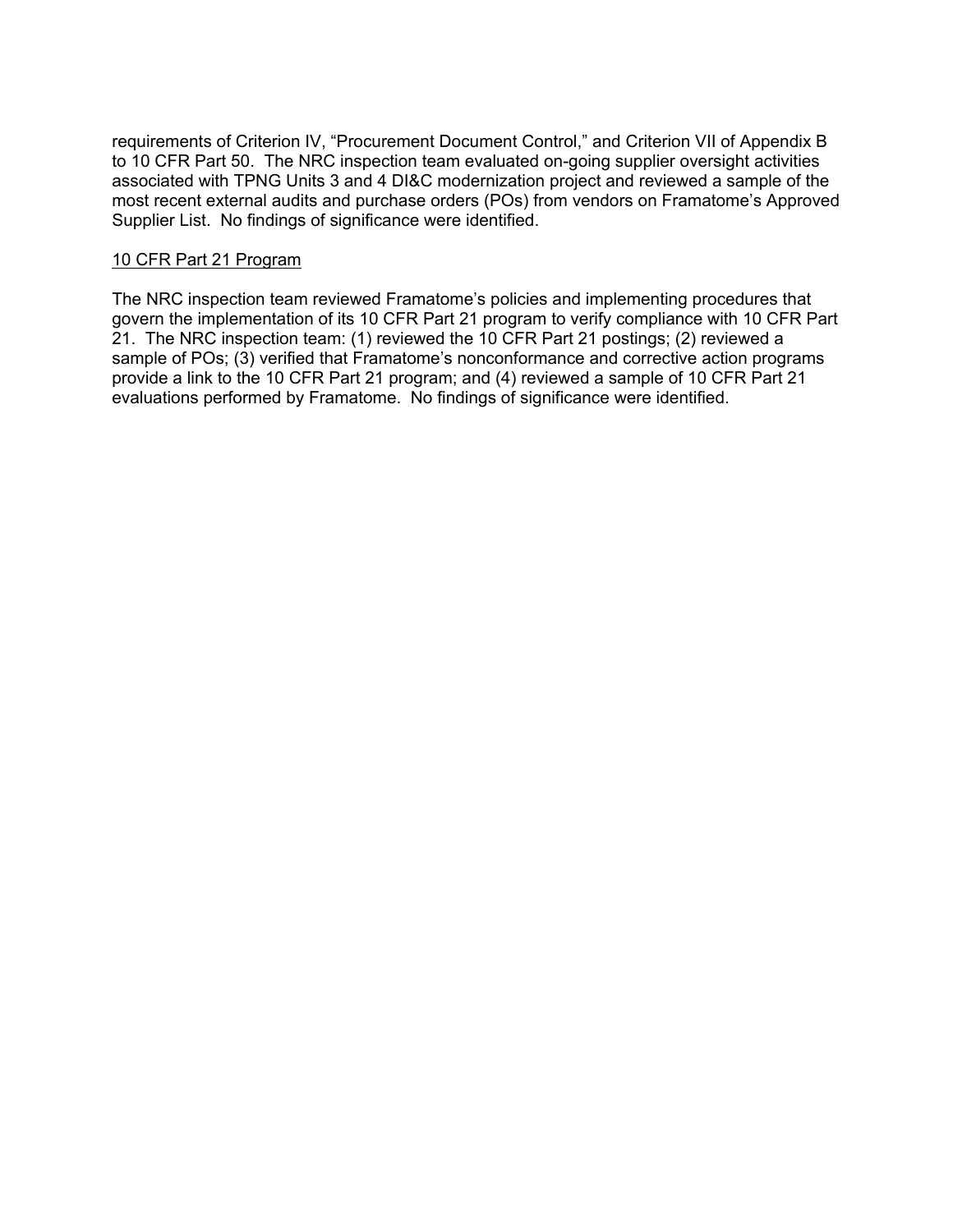requirements of Criterion IV, "Procurement Document Control," and Criterion VII of Appendix B to 10 CFR Part 50. The NRC inspection team evaluated on-going supplier oversight activities associated with TPNG Units 3 and 4 DI&C modernization project and reviewed a sample of the most recent external audits and purchase orders (POs) from vendors on Framatome's Approved Supplier List. No findings of significance were identified.

<u>10 CFR Part 21 Program</u>

The NRC inspection team reviewed Framatome's policies and implementing procedures that govern the implementation of its 10 CFR Part 21 program to verify compliance with 10 CFR Part 21. The NRC inspection team: (1) reviewed the 10 CFR Part 21 postings; (2) reviewed a sample of POs; (3) verified that Framatome's nonconformance and corrective action programs provide a link to the 10 CFR Part 21 program; and (4) reviewed a sample of 10 CFR Part 21 evaluations performed by Framatome. No findings of significance were identified.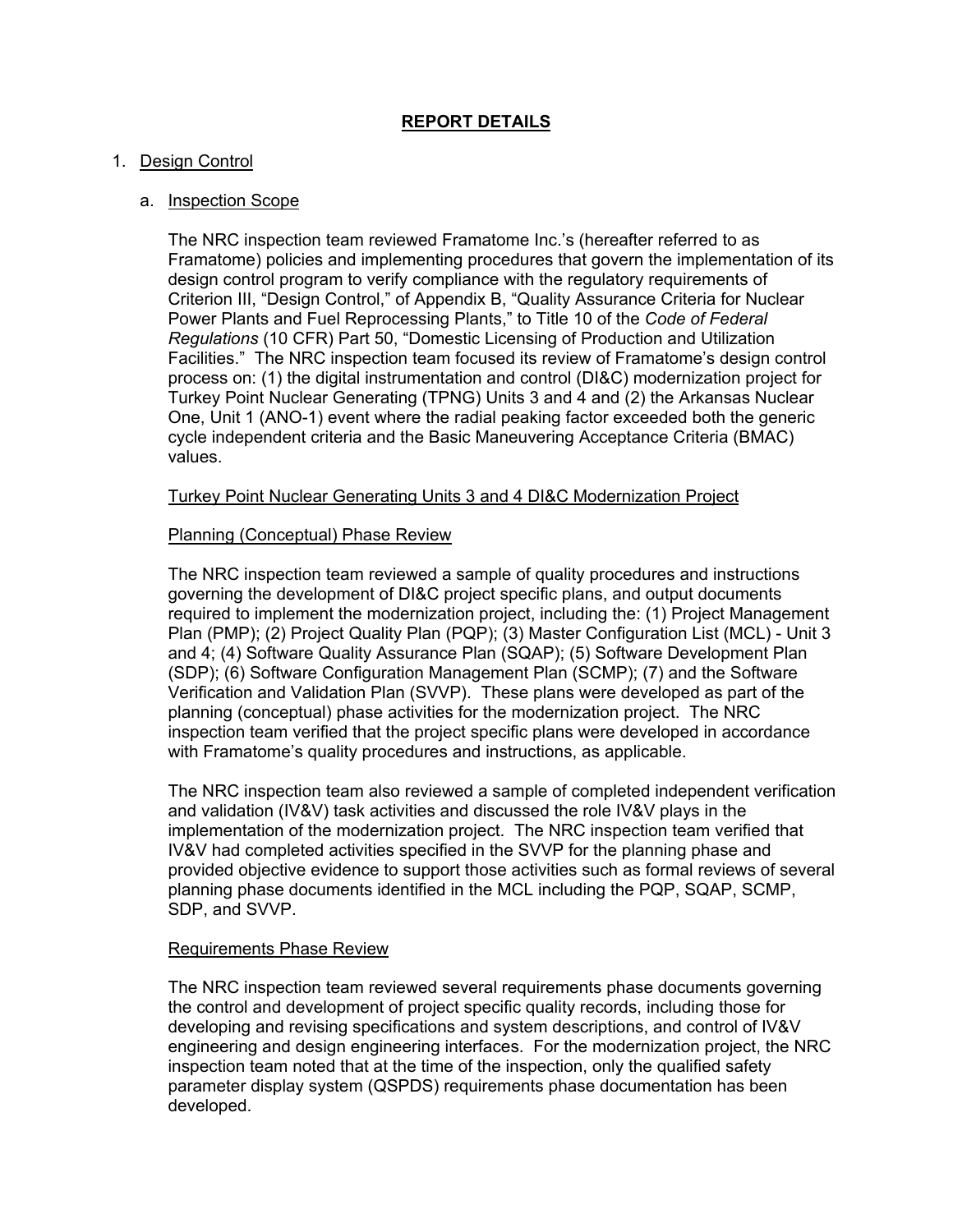## REPORT DETAILS

1. Design Control

   a. Inspection Scope

   The NRC inspection team reviewed Framatome Inc.'s (hereafter referred to as Framatome) policies and implementing procedures that govern the implementation of its design control program to verify compliance with the regulatory requirements of Criterion III, "Design Control," of Appendix B, "Quality Assurance Criteria for Nuclear Power Plants and Fuel Reprocessing Plants," to Title 10 of the *Code of Federal Regulations* (10 CFR) Part 50, "Domestic Licensing of Production and Utilization Facilities." The NRC inspection team focused its review of Framatome's design control process on: (1) the digital instrumentation and control (DI&C) modernization project for Turkey Point Nuclear Generating (TPNG) Units 3 and 4 and (2) the Arkansas Nuclear One, Unit 1 (ANO-1) event where the radial peaking factor exceeded both the generic cycle independent criteria and the Basic Maneuvering Acceptance Criteria (BMAC) values.

   Turkey Point Nuclear Generating Units 3 and 4 DI&C Modernization Project

   Planning (Conceptual) Phase Review

   The NRC inspection team reviewed a sample of quality procedures and instructions governing the development of DI&C project specific plans, and output documents required to implement the modernization project, including the: (1) Project Management Plan (PMP); (2) Project Quality Plan (PQP); (3) Master Configuration List (MCL) - Unit 3 and 4; (4) Software Quality Assurance Plan (SQAP); (5) Software Development Plan (SDP); (6) Software Configuration Management Plan (SCMP); (7) and the Software Verification and Validation Plan (SVVP). These plans were developed as part of the planning (conceptual) phase activities for the modernization project. The NRC inspection team verified that the project specific plans were developed in accordance with Framatome's quality procedures and instructions, as applicable.

   The NRC inspection team also reviewed a sample of completed independent verification and validation (IV&V) task activities and discussed the role IV&V plays in the implementation of the modernization project. The NRC inspection team verified that IV&V had completed activities specified in the SVVP for the planning phase and provided objective evidence to support those activities such as formal reviews of several planning phase documents identified in the MCL including the PQP, SQAP, SCMP, SDP, and SVVP.

   Requirements Phase Review

   The NRC inspection team reviewed several requirements phase documents governing the control and development of project specific quality records, including those for developing and revising specifications and system descriptions, and control of IV&V engineering and design engineering interfaces. For the modernization project, the NRC inspection team noted that at the time of the inspection, only the qualified safety parameter display system (QSPDS) requirements phase documentation has been developed.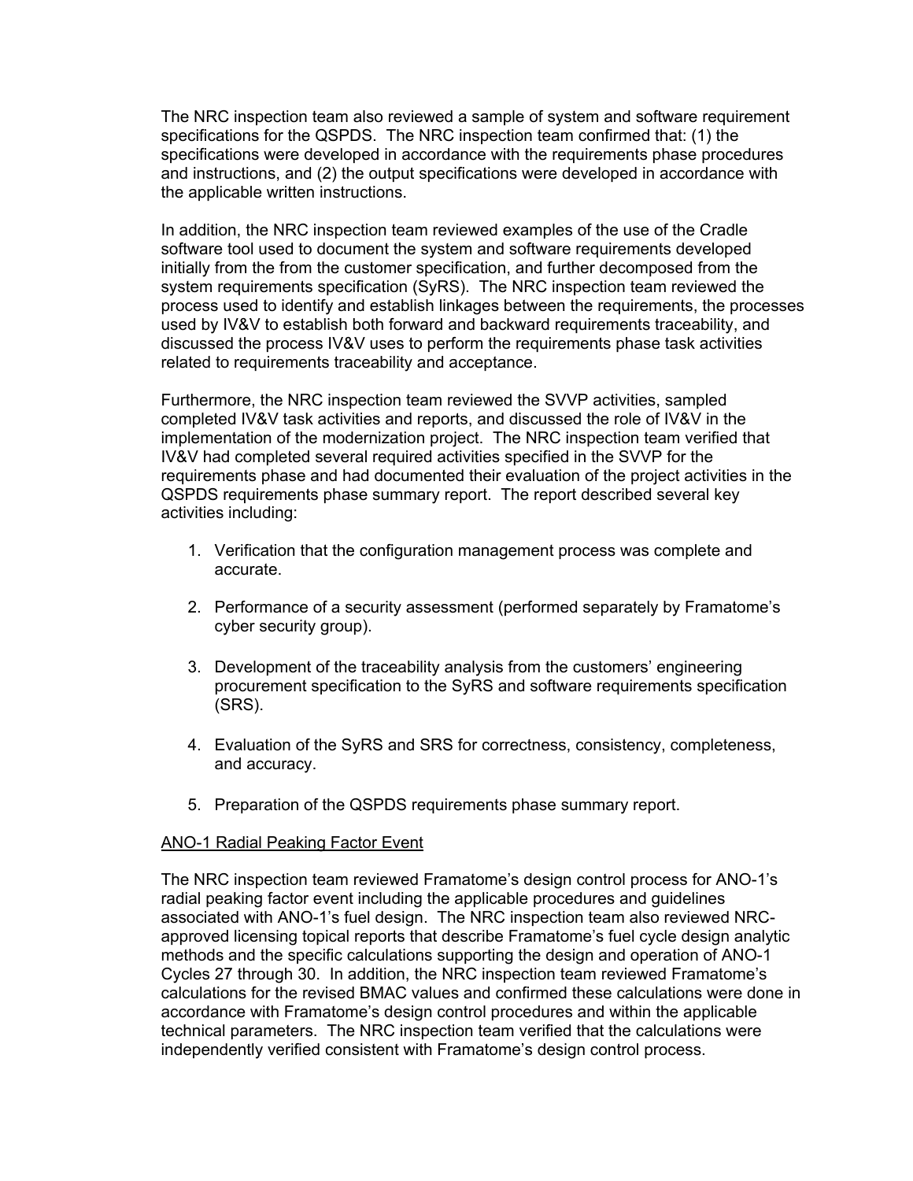The NRC inspection team also reviewed a sample of system and software requirement specifications for the QSPDS. The NRC inspection team confirmed that: (1) the specifications were developed in accordance with the requirements phase procedures and instructions, and (2) the output specifications were developed in accordance with the applicable written instructions.

In addition, the NRC inspection team reviewed examples of the use of the Cradle software tool used to document the system and software requirements developed initially from the from the customer specification, and further decomposed from the system requirements specification (SyRS). The NRC inspection team reviewed the process used to identify and establish linkages between the requirements, the processes used by IV&V to establish both forward and backward requirements traceability, and discussed the process IV&V uses to perform the requirements phase task activities related to requirements traceability and acceptance.

Furthermore, the NRC inspection team reviewed the SVVP activities, sampled completed IV&V task activities and reports, and discussed the role of IV&V in the implementation of the modernization project. The NRC inspection team verified that IV&V had completed several required activities specified in the SVVP for the requirements phase and had documented their evaluation of the project activities in the QSPDS requirements phase summary report. The report described several key activities including:

1. Verification that the configuration management process was complete and accurate.
2. Performance of a security assessment (performed separately by Framatome's cyber security group).
3. Development of the traceability analysis from the customers' engineering procurement specification to the SyRS and software requirements specification (SRS).
4. Evaluation of the SyRS and SRS for correctness, consistency, completeness, and accuracy.
5. Preparation of the QSPDS requirements phase summary report.

<u>ANO-1 Radial Peaking Factor Event</u>

The NRC inspection team reviewed Framatome's design control process for ANO-1's radial peaking factor event including the applicable procedures and guidelines associated with ANO-1's fuel design. The NRC inspection team also reviewed NRC-approved licensing topical reports that describe Framatome's fuel cycle design analytic methods and the specific calculations supporting the design and operation of ANO-1 Cycles 27 through 30. In addition, the NRC inspection team reviewed Framatome's calculations for the revised BMAC values and confirmed these calculations were done in accordance with Framatome's design control procedures and within the applicable technical parameters. The NRC inspection team verified that the calculations were independently verified consistent with Framatome's design control process.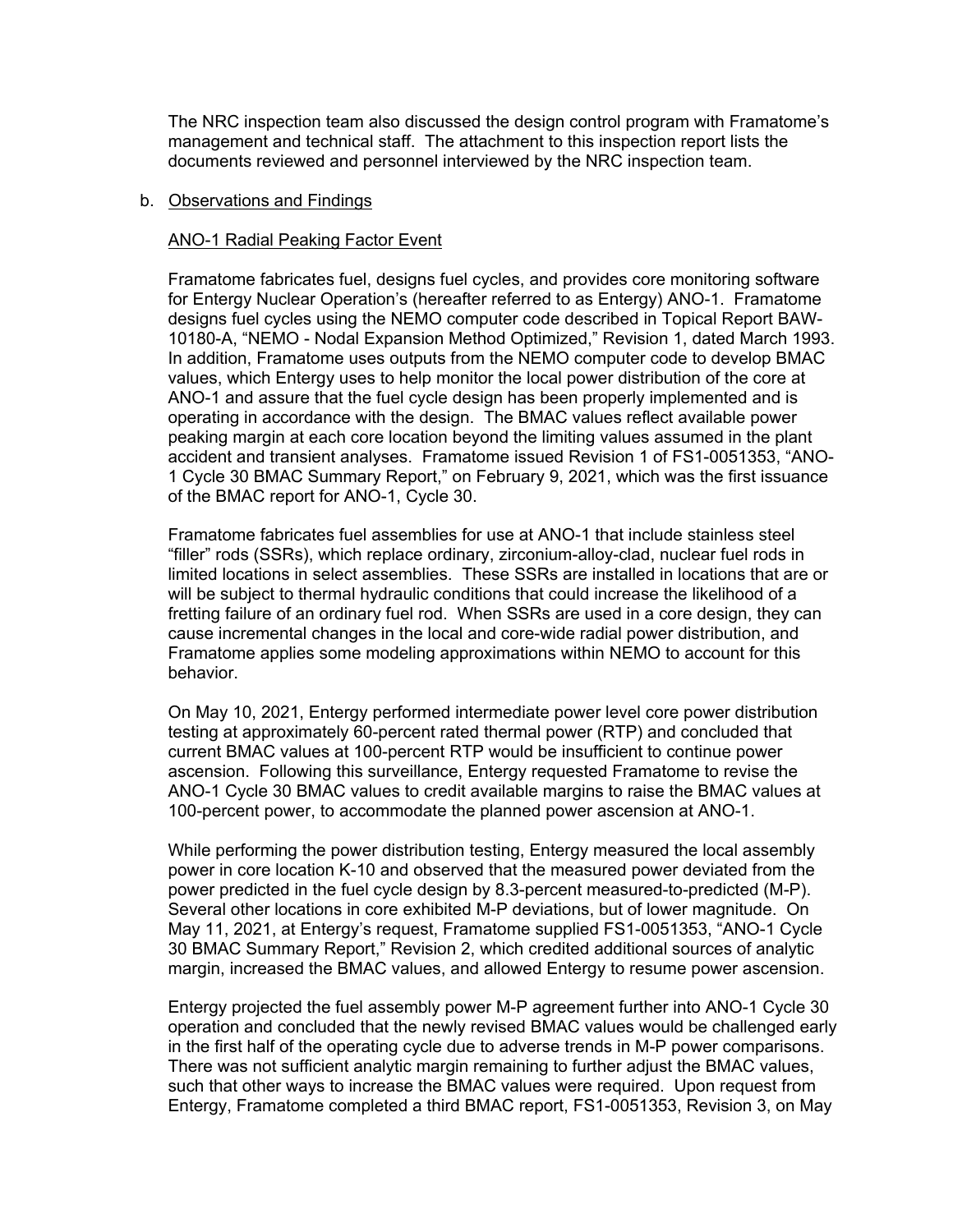The NRC inspection team also discussed the design control program with Framatome's management and technical staff. The attachment to this inspection report lists the documents reviewed and personnel interviewed by the NRC inspection team.

b. Observations and Findings

ANO-1 Radial Peaking Factor Event

Framatome fabricates fuel, designs fuel cycles, and provides core monitoring software for Entergy Nuclear Operation's (hereafter referred to as Entergy) ANO-1. Framatome designs fuel cycles using the NEMO computer code described in Topical Report BAW-10180-A, "NEMO - Nodal Expansion Method Optimized," Revision 1, dated March 1993. In addition, Framatome uses outputs from the NEMO computer code to develop BMAC values, which Entergy uses to help monitor the local power distribution of the core at ANO-1 and assure that the fuel cycle design has been properly implemented and is operating in accordance with the design. The BMAC values reflect available power peaking margin at each core location beyond the limiting values assumed in the plant accident and transient analyses. Framatome issued Revision 1 of FS1-0051353, "ANO-1 Cycle 30 BMAC Summary Report," on February 9, 2021, which was the first issuance of the BMAC report for ANO-1, Cycle 30.

Framatome fabricates fuel assemblies for use at ANO-1 that include stainless steel "filler" rods (SSRs), which replace ordinary, zirconium-alloy-clad, nuclear fuel rods in limited locations in select assemblies. These SSRs are installed in locations that are or will be subject to thermal hydraulic conditions that could increase the likelihood of a fretting failure of an ordinary fuel rod. When SSRs are used in a core design, they can cause incremental changes in the local and core-wide radial power distribution, and Framatome applies some modeling approximations within NEMO to account for this behavior.

On May 10, 2021, Entergy performed intermediate power level core power distribution testing at approximately 60-percent rated thermal power (RTP) and concluded that current BMAC values at 100-percent RTP would be insufficient to continue power ascension. Following this surveillance, Entergy requested Framatome to revise the ANO-1 Cycle 30 BMAC values to credit available margins to raise the BMAC values at 100-percent power, to accommodate the planned power ascension at ANO-1.

While performing the power distribution testing, Entergy measured the local assembly power in core location K-10 and observed that the measured power deviated from the power predicted in the fuel cycle design by 8.3-percent measured-to-predicted (M-P). Several other locations in core exhibited M-P deviations, but of lower magnitude. On May 11, 2021, at Entergy's request, Framatome supplied FS1-0051353, "ANO-1 Cycle 30 BMAC Summary Report," Revision 2, which credited additional sources of analytic margin, increased the BMAC values, and allowed Entergy to resume power ascension.

Entergy projected the fuel assembly power M-P agreement further into ANO-1 Cycle 30 operation and concluded that the newly revised BMAC values would be challenged early in the first half of the operating cycle due to adverse trends in M-P power comparisons. There was not sufficient analytic margin remaining to further adjust the BMAC values, such that other ways to increase the BMAC values were required. Upon request from Entergy, Framatome completed a third BMAC report, FS1-0051353, Revision 3, on May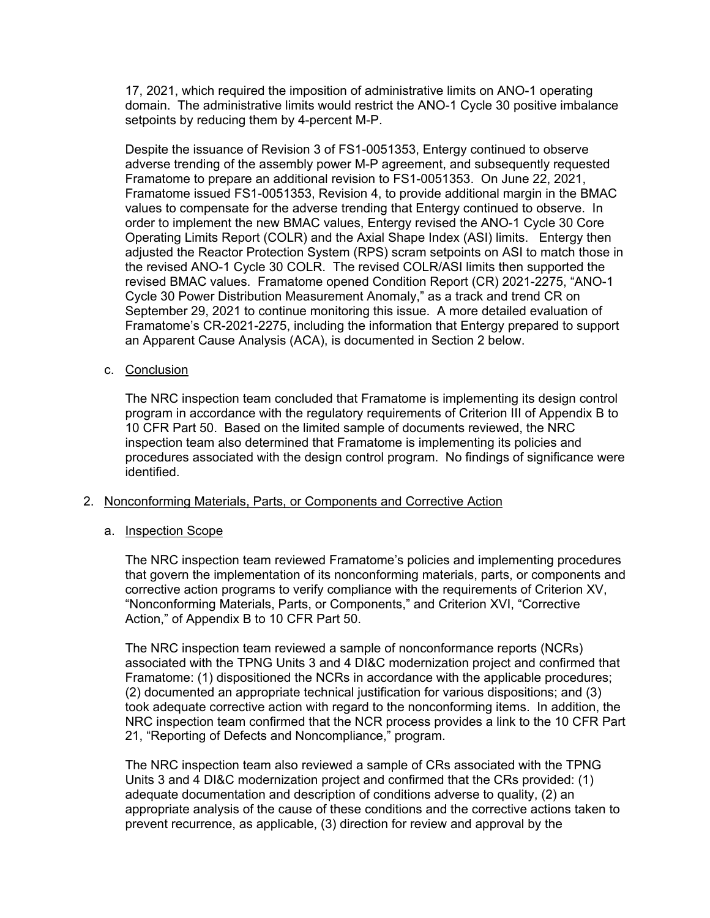17, 2021, which required the imposition of administrative limits on ANO-1 operating domain. The administrative limits would restrict the ANO-1 Cycle 30 positive imbalance setpoints by reducing them by 4-percent M-P.

Despite the issuance of Revision 3 of FS1-0051353, Entergy continued to observe adverse trending of the assembly power M-P agreement, and subsequently requested Framatome to prepare an additional revision to FS1-0051353. On June 22, 2021, Framatome issued FS1-0051353, Revision 4, to provide additional margin in the BMAC values to compensate for the adverse trending that Entergy continued to observe. In order to implement the new BMAC values, Entergy revised the ANO-1 Cycle 30 Core Operating Limits Report (COLR) and the Axial Shape Index (ASI) limits. Entergy then adjusted the Reactor Protection System (RPS) scram setpoints on ASI to match those in the revised ANO-1 Cycle 30 COLR. The revised COLR/ASI limits then supported the revised BMAC values. Framatome opened Condition Report (CR) 2021-2275, "ANO-1 Cycle 30 Power Distribution Measurement Anomaly," as a track and trend CR on September 29, 2021 to continue monitoring this issue. A more detailed evaluation of Framatome's CR-2021-2275, including the information that Entergy prepared to support an Apparent Cause Analysis (ACA), is documented in Section 2 below.

c. <u>Conclusion</u>

The NRC inspection team concluded that Framatome is implementing its design control program in accordance with the regulatory requirements of Criterion III of Appendix B to 10 CFR Part 50. Based on the limited sample of documents reviewed, the NRC inspection team also determined that Framatome is implementing its policies and procedures associated with the design control program. No findings of significance were identified.

2. <u>Nonconforming Materials, Parts, or Components and Corrective Action</u>

a. <u>Inspection Scope</u>

The NRC inspection team reviewed Framatome's policies and implementing procedures that govern the implementation of its nonconforming materials, parts, or components and corrective action programs to verify compliance with the requirements of Criterion XV, "Nonconforming Materials, Parts, or Components," and Criterion XVI, "Corrective Action," of Appendix B to 10 CFR Part 50.

The NRC inspection team reviewed a sample of nonconformance reports (NCRs) associated with the TPNG Units 3 and 4 DI&C modernization project and confirmed that Framatome: (1) dispositioned the NCRs in accordance with the applicable procedures; (2) documented an appropriate technical justification for various dispositions; and (3) took adequate corrective action with regard to the nonconforming items. In addition, the NRC inspection team confirmed that the NCR process provides a link to the 10 CFR Part 21, "Reporting of Defects and Noncompliance," program.

The NRC inspection team also reviewed a sample of CRs associated with the TPNG Units 3 and 4 DI&C modernization project and confirmed that the CRs provided: (1) adequate documentation and description of conditions adverse to quality, (2) an appropriate analysis of the cause of these conditions and the corrective actions taken to prevent recurrence, as applicable, (3) direction for review and approval by the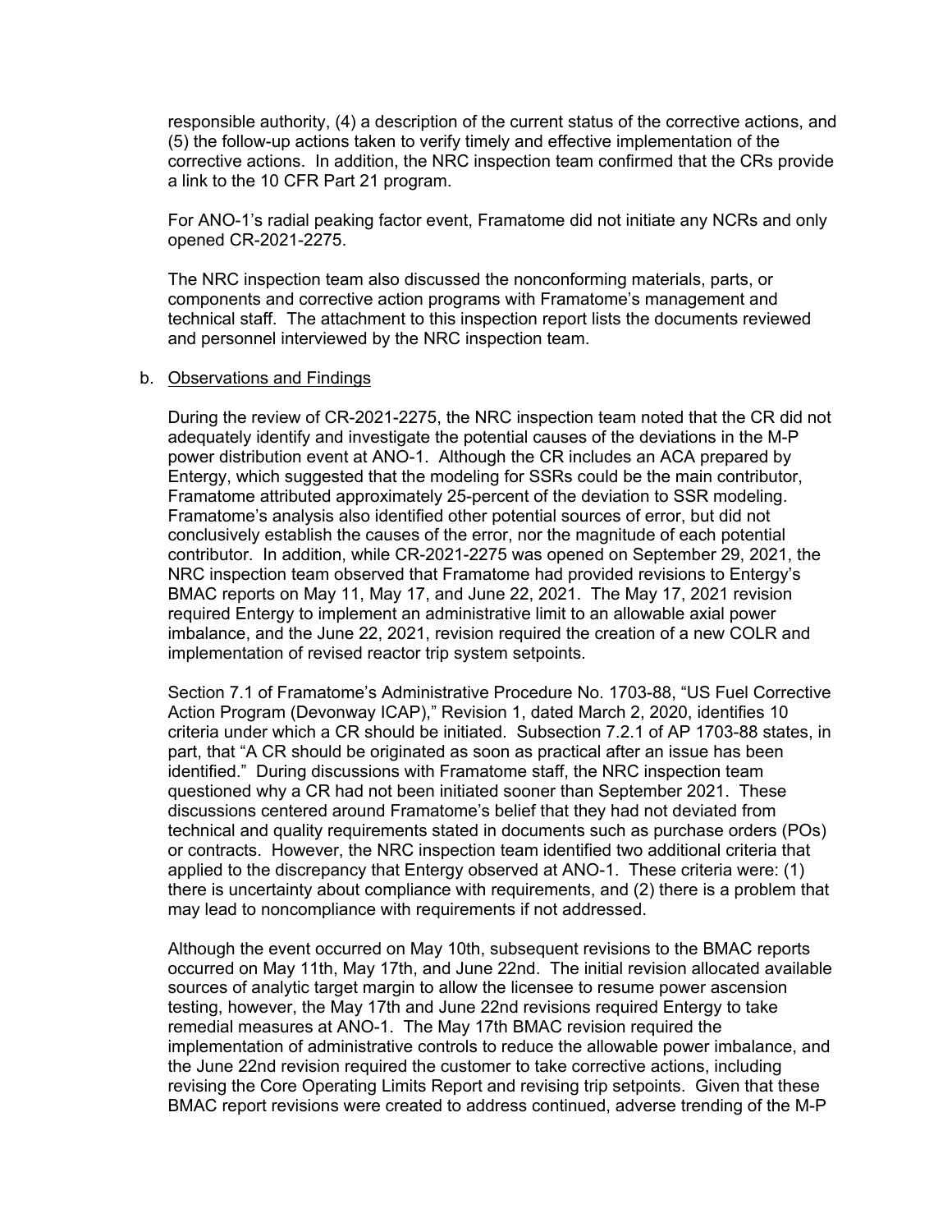responsible authority, (4) a description of the current status of the corrective actions, and (5) the follow-up actions taken to verify timely and effective implementation of the corrective actions. In addition, the NRC inspection team confirmed that the CRs provide a link to the 10 CFR Part 21 program.

For ANO-1's radial peaking factor event, Framatome did not initiate any NCRs and only opened CR-2021-2275.

The NRC inspection team also discussed the nonconforming materials, parts, or components and corrective action programs with Framatome's management and technical staff. The attachment to this inspection report lists the documents reviewed and personnel interviewed by the NRC inspection team.

b. Observations and Findings

During the review of CR-2021-2275, the NRC inspection team noted that the CR did not adequately identify and investigate the potential causes of the deviations in the M-P power distribution event at ANO-1. Although the CR includes an ACA prepared by Entergy, which suggested that the modeling for SSRs could be the main contributor, Framatome attributed approximately 25-percent of the deviation to SSR modeling. Framatome's analysis also identified other potential sources of error, but did not conclusively establish the causes of the error, nor the magnitude of each potential contributor. In addition, while CR-2021-2275 was opened on September 29, 2021, the NRC inspection team observed that Framatome had provided revisions to Entergy's BMAC reports on May 11, May 17, and June 22, 2021. The May 17, 2021 revision required Entergy to implement an administrative limit to an allowable axial power imbalance, and the June 22, 2021, revision required the creation of a new COLR and implementation of revised reactor trip system setpoints.

Section 7.1 of Framatome's Administrative Procedure No. 1703-88, "US Fuel Corrective Action Program (Devonway ICAP)," Revision 1, dated March 2, 2020, identifies 10 criteria under which a CR should be initiated. Subsection 7.2.1 of AP 1703-88 states, in part, that "A CR should be originated as soon as practical after an issue has been identified." During discussions with Framatome staff, the NRC inspection team questioned why a CR had not been initiated sooner than September 2021. These discussions centered around Framatome's belief that they had not deviated from technical and quality requirements stated in documents such as purchase orders (POs) or contracts. However, the NRC inspection team identified two additional criteria that applied to the discrepancy that Entergy observed at ANO-1. These criteria were: (1) there is uncertainty about compliance with requirements, and (2) there is a problem that may lead to noncompliance with requirements if not addressed.

Although the event occurred on May 10th, subsequent revisions to the BMAC reports occurred on May 11th, May 17th, and June 22nd. The initial revision allocated available sources of analytic target margin to allow the licensee to resume power ascension testing, however, the May 17th and June 22nd revisions required Entergy to take remedial measures at ANO-1. The May 17th BMAC revision required the implementation of administrative controls to reduce the allowable power imbalance, and the June 22nd revision required the customer to take corrective actions, including revising the Core Operating Limits Report and revising trip setpoints. Given that these BMAC report revisions were created to address continued, adverse trending of the M-P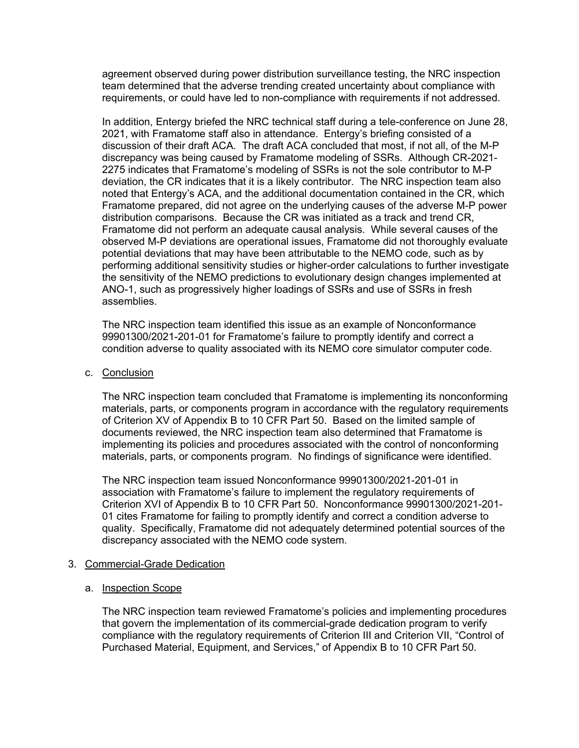agreement observed during power distribution surveillance testing, the NRC inspection team determined that the adverse trending created uncertainty about compliance with requirements, or could have led to non-compliance with requirements if not addressed.

In addition, Entergy briefed the NRC technical staff during a tele-conference on June 28, 2021, with Framatome staff also in attendance. Entergy's briefing consisted of a discussion of their draft ACA. The draft ACA concluded that most, if not all, of the M-P discrepancy was being caused by Framatome modeling of SSRs. Although CR-2021-2275 indicates that Framatome's modeling of SSRs is not the sole contributor to M-P deviation, the CR indicates that it is a likely contributor. The NRC inspection team also noted that Entergy's ACA, and the additional documentation contained in the CR, which Framatome prepared, did not agree on the underlying causes of the adverse M-P power distribution comparisons. Because the CR was initiated as a track and trend CR, Framatome did not perform an adequate causal analysis. While several causes of the observed M-P deviations are operational issues, Framatome did not thoroughly evaluate potential deviations that may have been attributable to the NEMO code, such as by performing additional sensitivity studies or higher-order calculations to further investigate the sensitivity of the NEMO predictions to evolutionary design changes implemented at ANO-1, such as progressively higher loadings of SSRs and use of SSRs in fresh assemblies.

The NRC inspection team identified this issue as an example of Nonconformance 99901300/2021-201-01 for Framatome's failure to promptly identify and correct a condition adverse to quality associated with its NEMO core simulator computer code.

c. Conclusion

The NRC inspection team concluded that Framatome is implementing its nonconforming materials, parts, or components program in accordance with the regulatory requirements of Criterion XV of Appendix B to 10 CFR Part 50. Based on the limited sample of documents reviewed, the NRC inspection team also determined that Framatome is implementing its policies and procedures associated with the control of nonconforming materials, parts, or components program. No findings of significance were identified.

The NRC inspection team issued Nonconformance 99901300/2021-201-01 in association with Framatome's failure to implement the regulatory requirements of Criterion XVI of Appendix B to 10 CFR Part 50. Nonconformance 99901300/2021-201-01 cites Framatome for failing to promptly identify and correct a condition adverse to quality. Specifically, Framatome did not adequately determined potential sources of the discrepancy associated with the NEMO code system.

## 3. Commercial-Grade Dedication

a. Inspection Scope

The NRC inspection team reviewed Framatome's policies and implementing procedures that govern the implementation of its commercial-grade dedication program to verify compliance with the regulatory requirements of Criterion III and Criterion VII, "Control of Purchased Material, Equipment, and Services," of Appendix B to 10 CFR Part 50.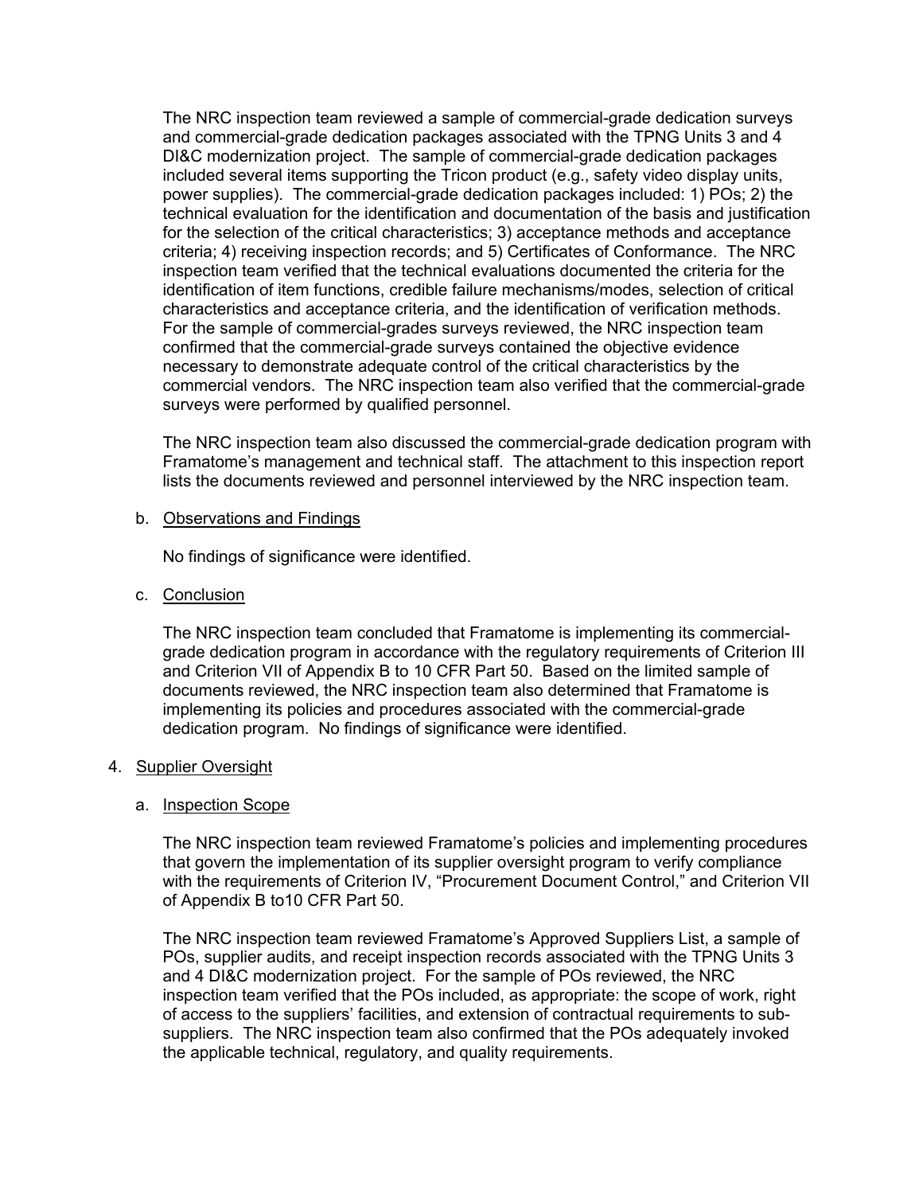The NRC inspection team reviewed a sample of commercial-grade dedication surveys and commercial-grade dedication packages associated with the TPNG Units 3 and 4 DI&C modernization project. The sample of commercial-grade dedication packages included several items supporting the Tricon product (e.g., safety video display units, power supplies). The commercial-grade dedication packages included: 1) POs; 2) the technical evaluation for the identification and documentation of the basis and justification for the selection of the critical characteristics; 3) acceptance methods and acceptance criteria; 4) receiving inspection records; and 5) Certificates of Conformance. The NRC inspection team verified that the technical evaluations documented the criteria for the identification of item functions, credible failure mechanisms/modes, selection of critical characteristics and acceptance criteria, and the identification of verification methods. For the sample of commercial-grades surveys reviewed, the NRC inspection team confirmed that the commercial-grade surveys contained the objective evidence necessary to demonstrate adequate control of the critical characteristics by the commercial vendors. The NRC inspection team also verified that the commercial-grade surveys were performed by qualified personnel.

The NRC inspection team also discussed the commercial-grade dedication program with Framatome's management and technical staff. The attachment to this inspection report lists the documents reviewed and personnel interviewed by the NRC inspection team.

b. Observations and Findings

No findings of significance were identified.

c. Conclusion

The NRC inspection team concluded that Framatome is implementing its commercial-grade dedication program in accordance with the regulatory requirements of Criterion III and Criterion VII of Appendix B to 10 CFR Part 50. Based on the limited sample of documents reviewed, the NRC inspection team also determined that Framatome is implementing its policies and procedures associated with the commercial-grade dedication program. No findings of significance were identified.

4. Supplier Oversight

a. Inspection Scope

The NRC inspection team reviewed Framatome's policies and implementing procedures that govern the implementation of its supplier oversight program to verify compliance with the requirements of Criterion IV, "Procurement Document Control," and Criterion VII of Appendix B to10 CFR Part 50.

The NRC inspection team reviewed Framatome's Approved Suppliers List, a sample of POs, supplier audits, and receipt inspection records associated with the TPNG Units 3 and 4 DI&C modernization project. For the sample of POs reviewed, the NRC inspection team verified that the POs included, as appropriate: the scope of work, right of access to the suppliers' facilities, and extension of contractual requirements to sub-suppliers. The NRC inspection team also confirmed that the POs adequately invoked the applicable technical, regulatory, and quality requirements.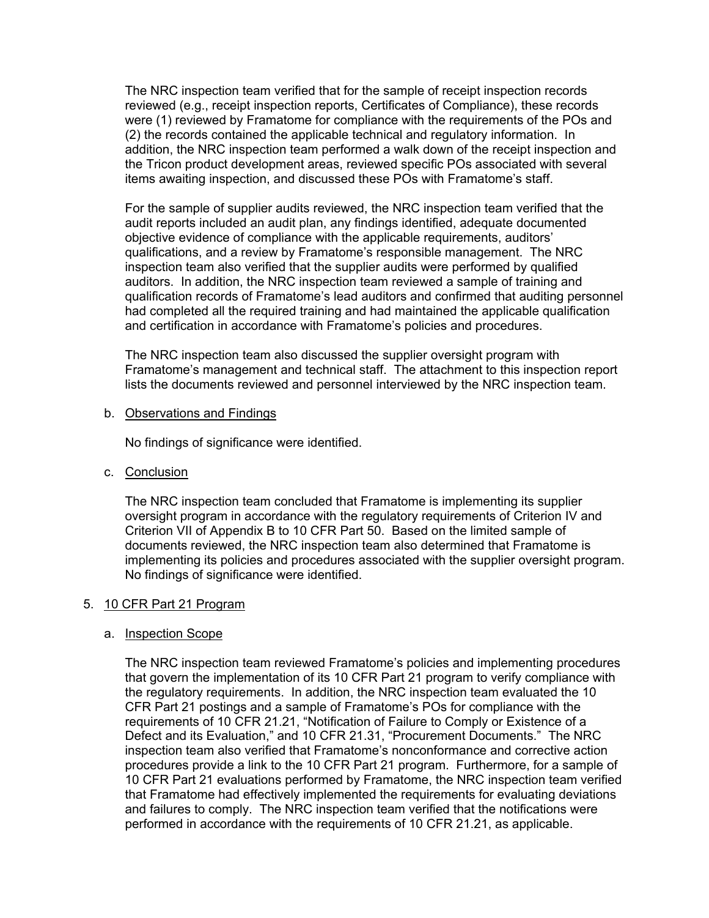The NRC inspection team verified that for the sample of receipt inspection records reviewed (e.g., receipt inspection reports, Certificates of Compliance), these records were (1) reviewed by Framatome for compliance with the requirements of the POs and (2) the records contained the applicable technical and regulatory information. In addition, the NRC inspection team performed a walk down of the receipt inspection and the Tricon product development areas, reviewed specific POs associated with several items awaiting inspection, and discussed these POs with Framatome's staff.

For the sample of supplier audits reviewed, the NRC inspection team verified that the audit reports included an audit plan, any findings identified, adequate documented objective evidence of compliance with the applicable requirements, auditors' qualifications, and a review by Framatome's responsible management. The NRC inspection team also verified that the supplier audits were performed by qualified auditors. In addition, the NRC inspection team reviewed a sample of training and qualification records of Framatome's lead auditors and confirmed that auditing personnel had completed all the required training and had maintained the applicable qualification and certification in accordance with Framatome's policies and procedures.

The NRC inspection team also discussed the supplier oversight program with Framatome's management and technical staff. The attachment to this inspection report lists the documents reviewed and personnel interviewed by the NRC inspection team.

b. Observations and Findings

No findings of significance were identified.

c. Conclusion

The NRC inspection team concluded that Framatome is implementing its supplier oversight program in accordance with the regulatory requirements of Criterion IV and Criterion VII of Appendix B to 10 CFR Part 50. Based on the limited sample of documents reviewed, the NRC inspection team also determined that Framatome is implementing its policies and procedures associated with the supplier oversight program. No findings of significance were identified.

## 5. 10 CFR Part 21 Program

a. Inspection Scope

The NRC inspection team reviewed Framatome's policies and implementing procedures that govern the implementation of its 10 CFR Part 21 program to verify compliance with the regulatory requirements. In addition, the NRC inspection team evaluated the 10 CFR Part 21 postings and a sample of Framatome's POs for compliance with the requirements of 10 CFR 21.21, "Notification of Failure to Comply or Existence of a Defect and its Evaluation," and 10 CFR 21.31, "Procurement Documents." The NRC inspection team also verified that Framatome's nonconformance and corrective action procedures provide a link to the 10 CFR Part 21 program. Furthermore, for a sample of 10 CFR Part 21 evaluations performed by Framatome, the NRC inspection team verified that Framatome had effectively implemented the requirements for evaluating deviations and failures to comply. The NRC inspection team verified that the notifications were performed in accordance with the requirements of 10 CFR 21.21, as applicable.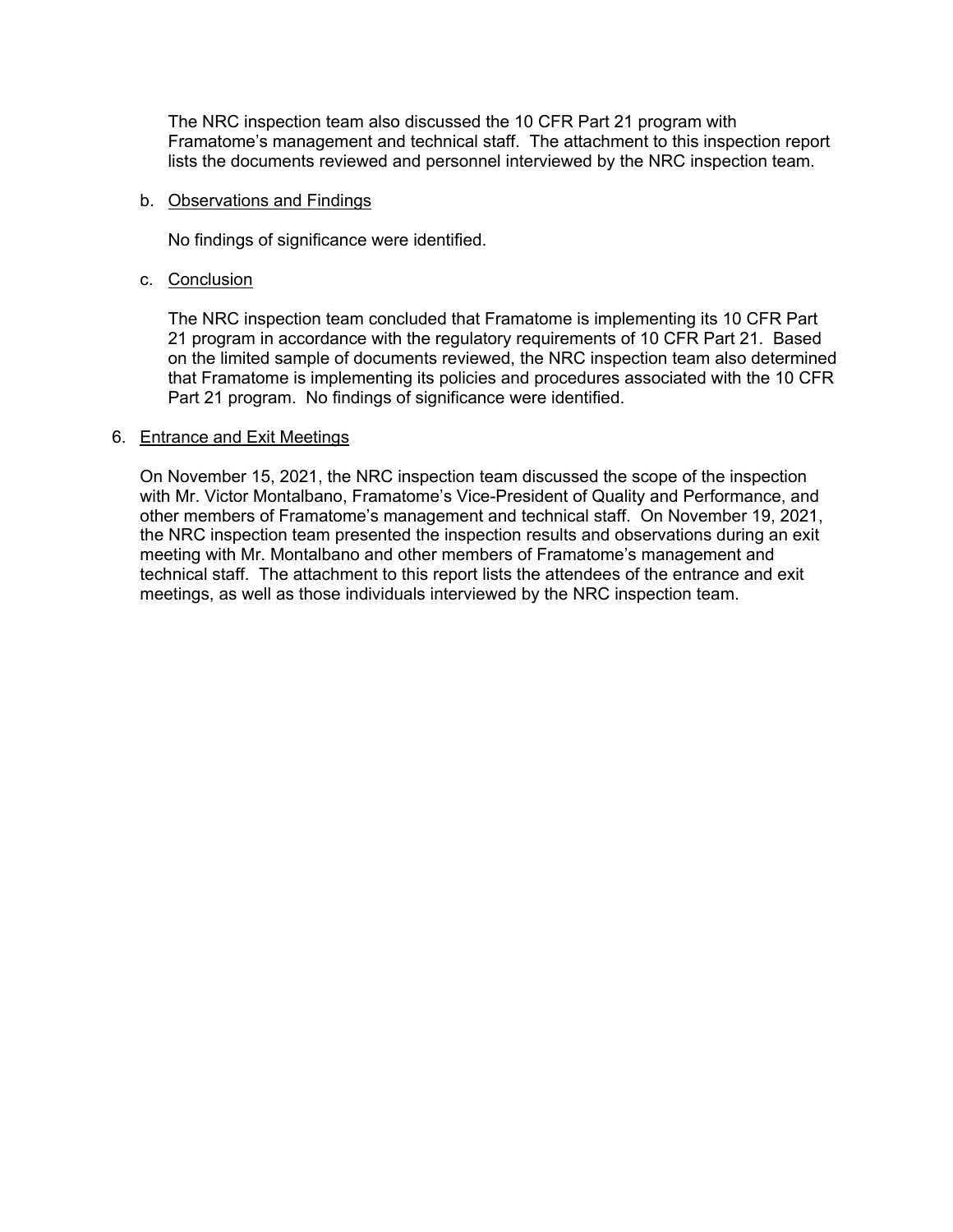The NRC inspection team also discussed the 10 CFR Part 21 program with Framatome's management and technical staff. The attachment to this inspection report lists the documents reviewed and personnel interviewed by the NRC inspection team.

b. <u>Observations and Findings</u>

No findings of significance were identified.

c. <u>Conclusion</u>

The NRC inspection team concluded that Framatome is implementing its 10 CFR Part 21 program in accordance with the regulatory requirements of 10 CFR Part 21. Based on the limited sample of documents reviewed, the NRC inspection team also determined that Framatome is implementing its policies and procedures associated with the 10 CFR Part 21 program. No findings of significance were identified.

6. <u>Entrance and Exit Meetings</u>

On November 15, 2021, the NRC inspection team discussed the scope of the inspection with Mr. Victor Montalbano, Framatome's Vice-President of Quality and Performance, and other members of Framatome's management and technical staff. On November 19, 2021, the NRC inspection team presented the inspection results and observations during an exit meeting with Mr. Montalbano and other members of Framatome's management and technical staff. The attachment to this report lists the attendees of the entrance and exit meetings, as well as those individuals interviewed by the NRC inspection team.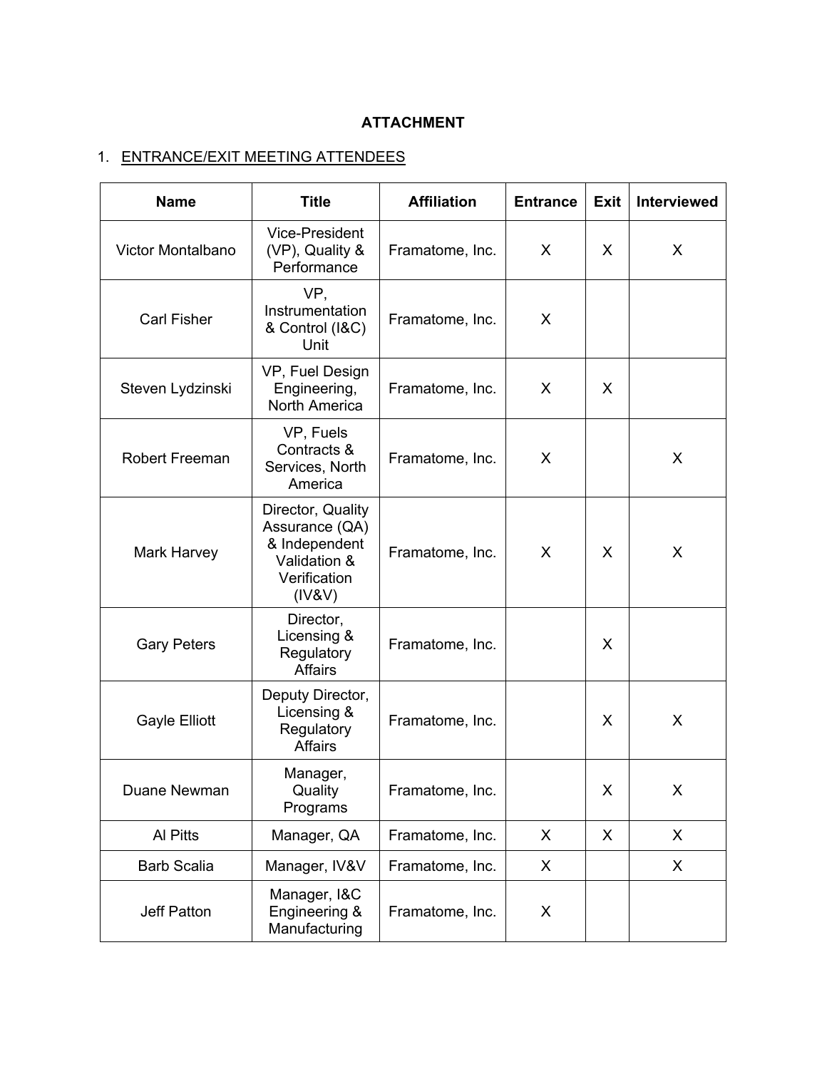**ATTACHMENT**

1. <u>ENTRANCE/EXIT MEETING ATTENDEES</u>

| Name | Title | Affiliation | Entrance | Exit | Interviewed |
|---|---|---|---|---|---|
| Victor Montalbano | Vice-President (VP), Quality & Performance | Framatome, Inc. | X | X | X |
| Carl Fisher | VP, Instrumentation & Control (I&C) Unit | Framatome, Inc. | X | | |
| Steven Lydzinski | VP, Fuel Design Engineering, North America | Framatome, Inc. | X | X | |
| Robert Freeman | VP, Fuels Contracts & Services, North America | Framatome, Inc. | X | | X |
| Mark Harvey | Director, Quality Assurance (QA) & Independent Validation & Verification (IV&V) | Framatome, Inc. | X | X | X |
| Gary Peters | Director, Licensing & Regulatory Affairs | Framatome, Inc. | | X | |
| Gayle Elliott | Deputy Director, Licensing & Regulatory Affairs | Framatome, Inc. | | X | X |
| Duane Newman | Manager, Quality Programs | Framatome, Inc. | | X | X |
| Al Pitts | Manager, QA | Framatome, Inc. | X | X | X |
| Barb Scalia | Manager, IV&V | Framatome, Inc. | X | | X |
| Jeff Patton | Manager, I&C Engineering & Manufacturing | Framatome, Inc. | X | | |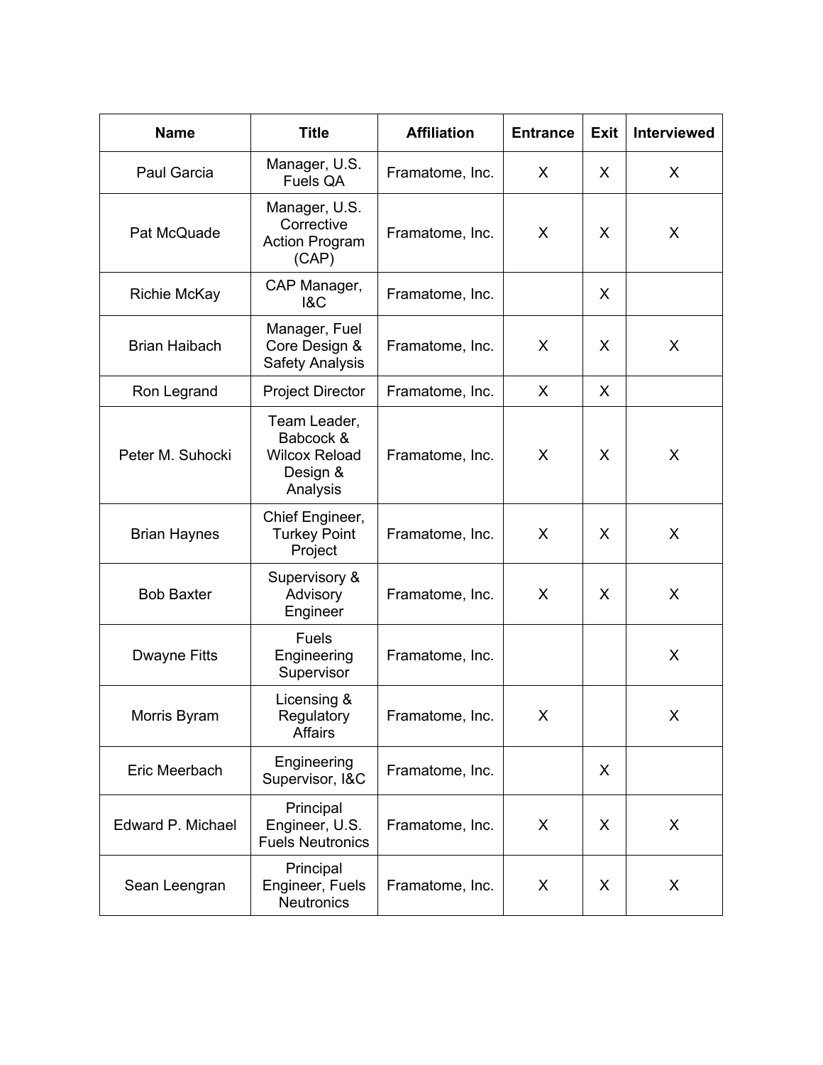| Name | Title | Affiliation | Entrance | Exit | Interviewed |
|---|---|---|---|---|---|
| Paul Garcia | Manager, U.S. Fuels QA | Framatome, Inc. | X | X | X |
| Pat McQuade | Manager, U.S. Corrective Action Program (CAP) | Framatome, Inc. | X | X | X |
| Richie McKay | CAP Manager, I&C | Framatome, Inc. | | X | |
| Brian Haibach | Manager, Fuel Core Design & Safety Analysis | Framatome, Inc. | X | X | X |
| Ron Legrand | Project Director | Framatome, Inc. | X | X | |
| Peter M. Suhocki | Team Leader, Babcock & Wilcox Reload Design & Analysis | Framatome, Inc. | X | X | X |
| Brian Haynes | Chief Engineer, Turkey Point Project | Framatome, Inc. | X | X | X |
| Bob Baxter | Supervisory & Advisory Engineer | Framatome, Inc. | X | X | X |
| Dwayne Fitts | Fuels Engineering Supervisor | Framatome, Inc. | | | X |
| Morris Byram | Licensing & Regulatory Affairs | Framatome, Inc. | X | | X |
| Eric Meerbach | Engineering Supervisor, I&C | Framatome, Inc. | | X | |
| Edward P. Michael | Principal Engineer, U.S. Fuels Neutronics | Framatome, Inc. | X | X | X |
| Sean Leengran | Principal Engineer, Fuels Neutronics | Framatome, Inc. | X | X | X |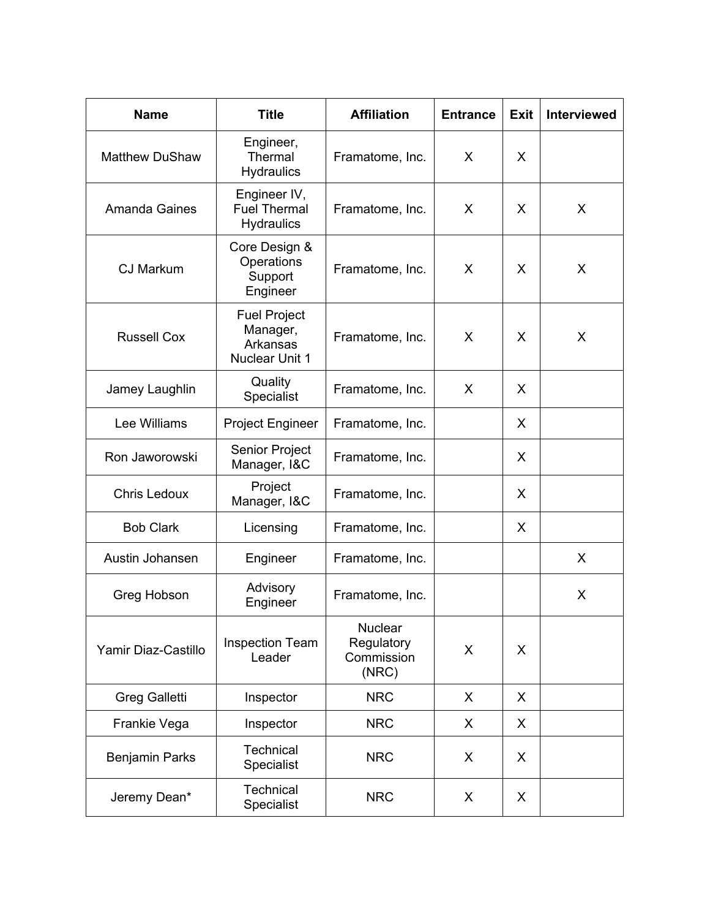| Name | Title | Affiliation | Entrance | Exit | Interviewed |
|---|---|---|---|---|---|
| Matthew DuShaw | Engineer, Thermal Hydraulics | Framatome, Inc. | X | X | |
| Amanda Gaines | Engineer IV, Fuel Thermal Hydraulics | Framatome, Inc. | X | X | X |
| CJ Markum | Core Design & Operations Support Engineer | Framatome, Inc. | X | X | X |
| Russell Cox | Fuel Project Manager, Arkansas Nuclear Unit 1 | Framatome, Inc. | X | X | X |
| Jamey Laughlin | Quality Specialist | Framatome, Inc. | X | X | |
| Lee Williams | Project Engineer | Framatome, Inc. | | X | |
| Ron Jaworowski | Senior Project Manager, I&C | Framatome, Inc. | | X | |
| Chris Ledoux | Project Manager, I&C | Framatome, Inc. | | X | |
| Bob Clark | Licensing | Framatome, Inc. | | X | |
| Austin Johansen | Engineer | Framatome, Inc. | | | X |
| Greg Hobson | Advisory Engineer | Framatome, Inc. | | | X |
| Yamir Diaz-Castillo | Inspection Team Leader | Nuclear Regulatory Commission (NRC) | X | X | |
| Greg Galletti | Inspector | NRC | X | X | |
| Frankie Vega | Inspector | NRC | X | X | |
| Benjamin Parks | Technical Specialist | NRC | X | X | |
| Jeremy Dean* | Technical Specialist | NRC | X | X | |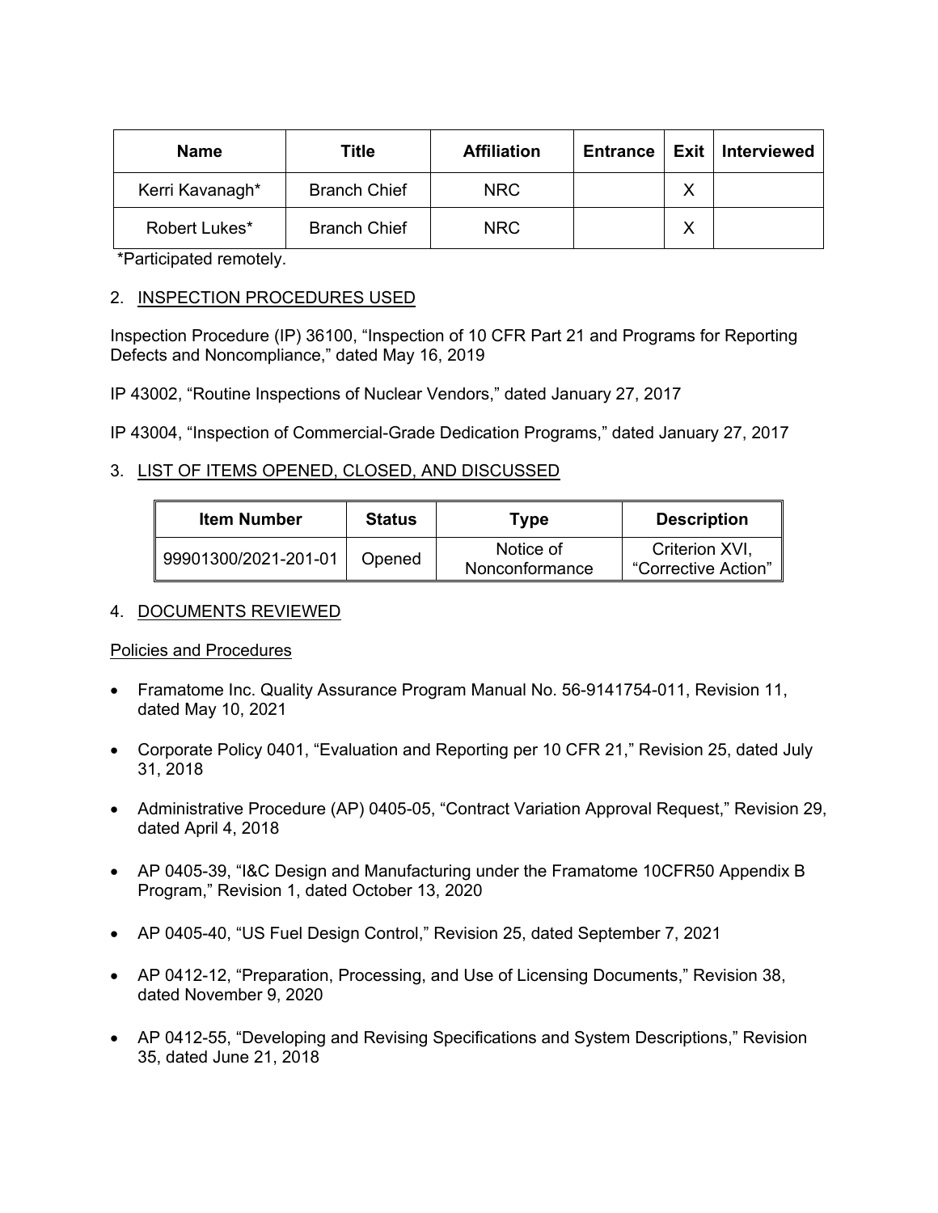| Name | Title | Affiliation | Entrance | Exit | Interviewed |
|---|---|---|---|---|---|
| Kerri Kavanagh* | Branch Chief | NRC | | X | |
| Robert Lukes* | Branch Chief | NRC | | X | |

*Participated remotely.

## 2. INSPECTION PROCEDURES USED

Inspection Procedure (IP) 36100, "Inspection of 10 CFR Part 21 and Programs for Reporting Defects and Noncompliance," dated May 16, 2019

IP 43002, "Routine Inspections of Nuclear Vendors," dated January 27, 2017

IP 43004, "Inspection of Commercial-Grade Dedication Programs," dated January 27, 2017

## 3. LIST OF ITEMS OPENED, CLOSED, AND DISCUSSED

| Item Number | Status | Type | Description |
|---|---|---|---|
| 99901300/2021-201-01 | Opened | Notice of Nonconformance | Criterion XVI, "Corrective Action" |

## 4. DOCUMENTS REVIEWED

### Policies and Procedures

- Framatome Inc. Quality Assurance Program Manual No. 56-9141754-011, Revision 11, dated May 10, 2021
- Corporate Policy 0401, "Evaluation and Reporting per 10 CFR 21," Revision 25, dated July 31, 2018
- Administrative Procedure (AP) 0405-05, "Contract Variation Approval Request," Revision 29, dated April 4, 2018
- AP 0405-39, "I&C Design and Manufacturing under the Framatome 10CFR50 Appendix B Program," Revision 1, dated October 13, 2020
- AP 0405-40, "US Fuel Design Control," Revision 25, dated September 7, 2021
- AP 0412-12, "Preparation, Processing, and Use of Licensing Documents," Revision 38, dated November 9, 2020
- AP 0412-55, "Developing and Revising Specifications and System Descriptions," Revision 35, dated June 21, 2018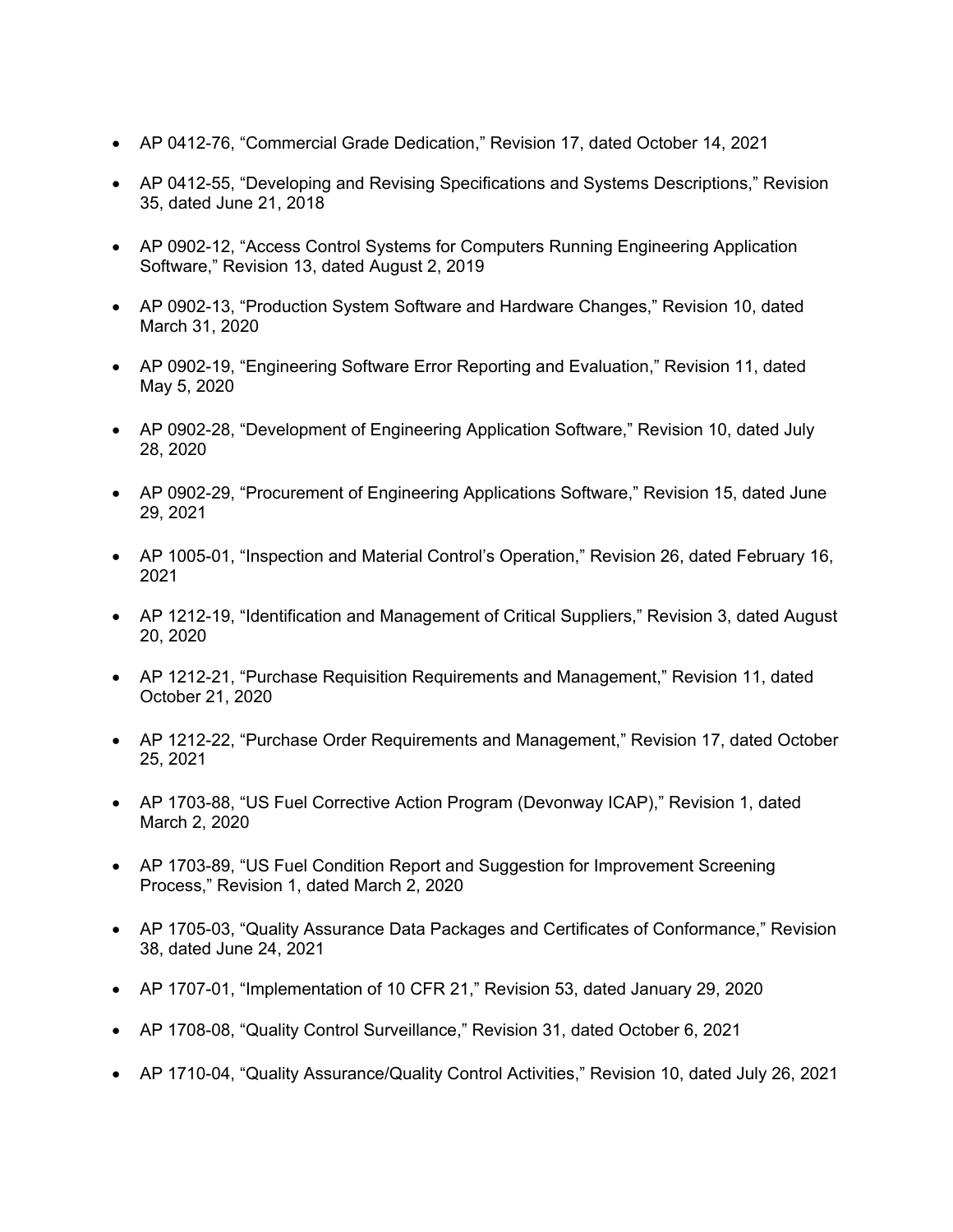- AP 0412-76, "Commercial Grade Dedication," Revision 17, dated October 14, 2021
- AP 0412-55, "Developing and Revising Specifications and Systems Descriptions," Revision 35, dated June 21, 2018
- AP 0902-12, "Access Control Systems for Computers Running Engineering Application Software," Revision 13, dated August 2, 2019
- AP 0902-13, "Production System Software and Hardware Changes," Revision 10, dated March 31, 2020
- AP 0902-19, "Engineering Software Error Reporting and Evaluation," Revision 11, dated May 5, 2020
- AP 0902-28, "Development of Engineering Application Software," Revision 10, dated July 28, 2020
- AP 0902-29, "Procurement of Engineering Applications Software," Revision 15, dated June 29, 2021
- AP 1005-01, "Inspection and Material Control's Operation," Revision 26, dated February 16, 2021
- AP 1212-19, "Identification and Management of Critical Suppliers," Revision 3, dated August 20, 2020
- AP 1212-21, "Purchase Requisition Requirements and Management," Revision 11, dated October 21, 2020
- AP 1212-22, "Purchase Order Requirements and Management," Revision 17, dated October 25, 2021
- AP 1703-88, "US Fuel Corrective Action Program (Devonway ICAP)," Revision 1, dated March 2, 2020
- AP 1703-89, "US Fuel Condition Report and Suggestion for Improvement Screening Process," Revision 1, dated March 2, 2020
- AP 1705-03, "Quality Assurance Data Packages and Certificates of Conformance," Revision 38, dated June 24, 2021
- AP 1707-01, "Implementation of 10 CFR 21," Revision 53, dated January 29, 2020
- AP 1708-08, "Quality Control Surveillance," Revision 31, dated October 6, 2021
- AP 1710-04, "Quality Assurance/Quality Control Activities," Revision 10, dated July 26, 2021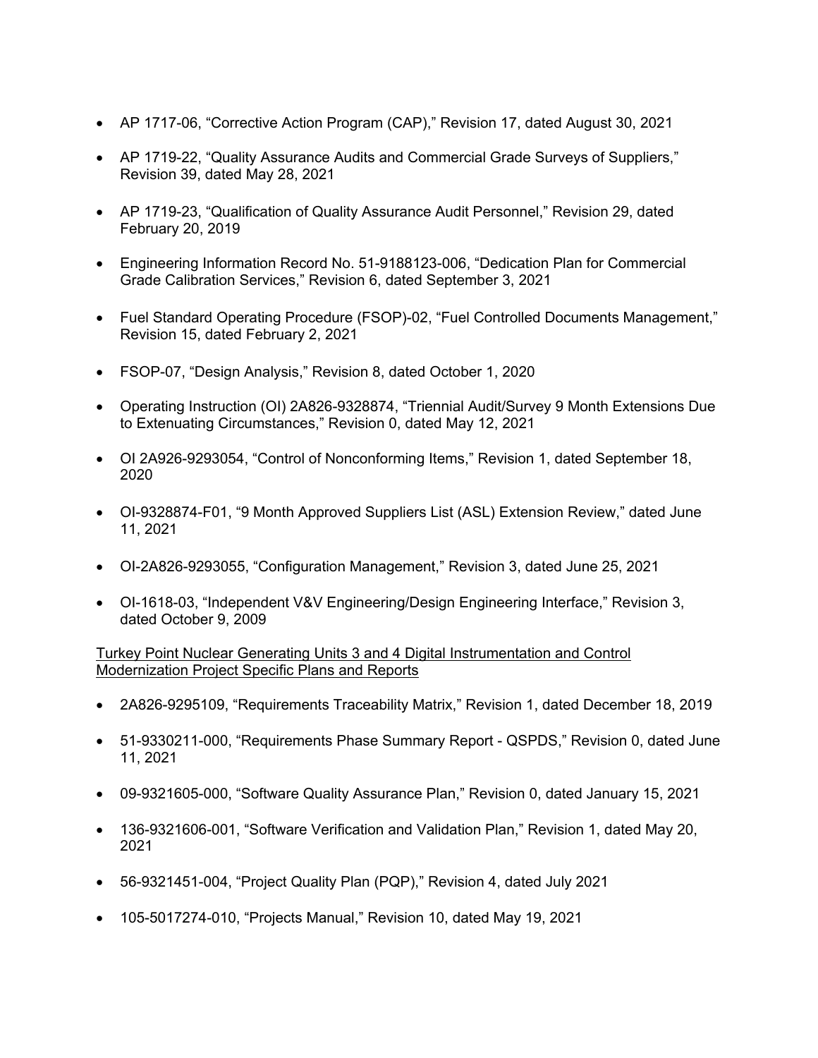- AP 1717-06, "Corrective Action Program (CAP)," Revision 17, dated August 30, 2021
- AP 1719-22, "Quality Assurance Audits and Commercial Grade Surveys of Suppliers," Revision 39, dated May 28, 2021
- AP 1719-23, "Qualification of Quality Assurance Audit Personnel," Revision 29, dated February 20, 2019
- Engineering Information Record No. 51-9188123-006, "Dedication Plan for Commercial Grade Calibration Services," Revision 6, dated September 3, 2021
- Fuel Standard Operating Procedure (FSOP)-02, "Fuel Controlled Documents Management," Revision 15, dated February 2, 2021
- FSOP-07, "Design Analysis," Revision 8, dated October 1, 2020
- Operating Instruction (OI) 2A826-9328874, "Triennial Audit/Survey 9 Month Extensions Due to Extenuating Circumstances," Revision 0, dated May 12, 2021
- OI 2A926-9293054, "Control of Nonconforming Items," Revision 1, dated September 18, 2020
- OI-9328874-F01, "9 Month Approved Suppliers List (ASL) Extension Review," dated June 11, 2021
- OI-2A826-9293055, "Configuration Management," Revision 3, dated June 25, 2021
- OI-1618-03, "Independent V&V Engineering/Design Engineering Interface," Revision 3, dated October 9, 2009

<u>Turkey Point Nuclear Generating Units 3 and 4 Digital Instrumentation and Control Modernization Project Specific Plans and Reports</u>

- 2A826-9295109, "Requirements Traceability Matrix," Revision 1, dated December 18, 2019
- 51-9330211-000, "Requirements Phase Summary Report - QSPDS," Revision 0, dated June 11, 2021
- 09-9321605-000, "Software Quality Assurance Plan," Revision 0, dated January 15, 2021
- 136-9321606-001, "Software Verification and Validation Plan," Revision 1, dated May 20, 2021
- 56-9321451-004, "Project Quality Plan (PQP)," Revision 4, dated July 2021
- 105-5017274-010, "Projects Manual," Revision 10, dated May 19, 2021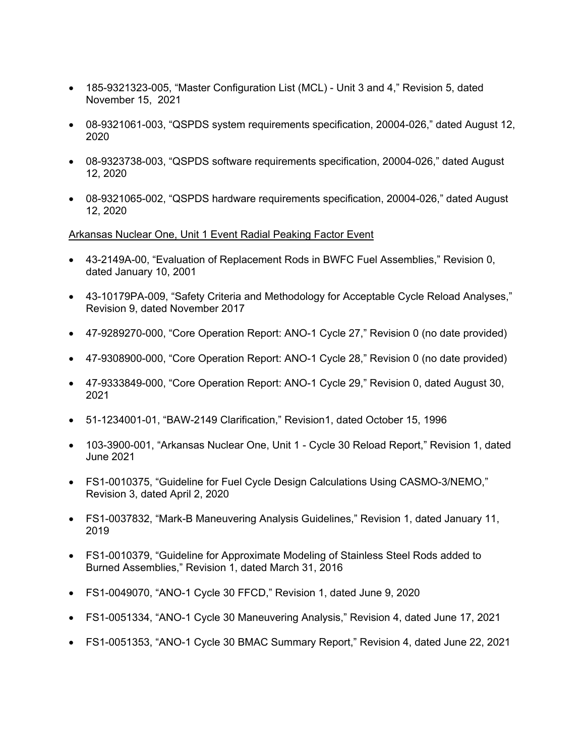- 185-9321323-005, “Master Configuration List (MCL) - Unit 3 and 4,” Revision 5, dated November 15, 2021

- 08-9321061-003, “QSPDS system requirements specification, 20004-026,” dated August 12, 2020

- 08-9323738-003, “QSPDS software requirements specification, 20004-026,” dated August 12, 2020

- 08-9321065-002, “QSPDS hardware requirements specification, 20004-026,” dated August 12, 2020

Arkansas Nuclear One, Unit 1 Event Radial Peaking Factor Event

- 43-2149A-00, “Evaluation of Replacement Rods in BWFC Fuel Assemblies,” Revision 0, dated January 10, 2001

- 43-10179PA-009, “Safety Criteria and Methodology for Acceptable Cycle Reload Analyses,” Revision 9, dated November 2017

- 47-9289270-000, “Core Operation Report: ANO-1 Cycle 27,” Revision 0 (no date provided)

- 47-9308900-000, “Core Operation Report: ANO-1 Cycle 28,” Revision 0 (no date provided)

- 47-9333849-000, “Core Operation Report: ANO-1 Cycle 29,” Revision 0, dated August 30, 2021

- 51-1234001-01, “BAW-2149 Clarification,” Revision1, dated October 15, 1996

- 103-3900-001, “Arkansas Nuclear One, Unit 1 - Cycle 30 Reload Report,” Revision 1, dated June 2021

- FS1-0010375, “Guideline for Fuel Cycle Design Calculations Using CASMO-3/NEMO,” Revision 3, dated April 2, 2020

- FS1-0037832, “Mark-B Maneuvering Analysis Guidelines,” Revision 1, dated January 11, 2019

- FS1-0010379, “Guideline for Approximate Modeling of Stainless Steel Rods added to Burned Assemblies,” Revision 1, dated March 31, 2016

- FS1-0049070, “ANO-1 Cycle 30 FFCD,” Revision 1, dated June 9, 2020

- FS1-0051334, “ANO-1 Cycle 30 Maneuvering Analysis,” Revision 4, dated June 17, 2021

- FS1-0051353, “ANO-1 Cycle 30 BMAC Summary Report,” Revision 4, dated June 22, 2021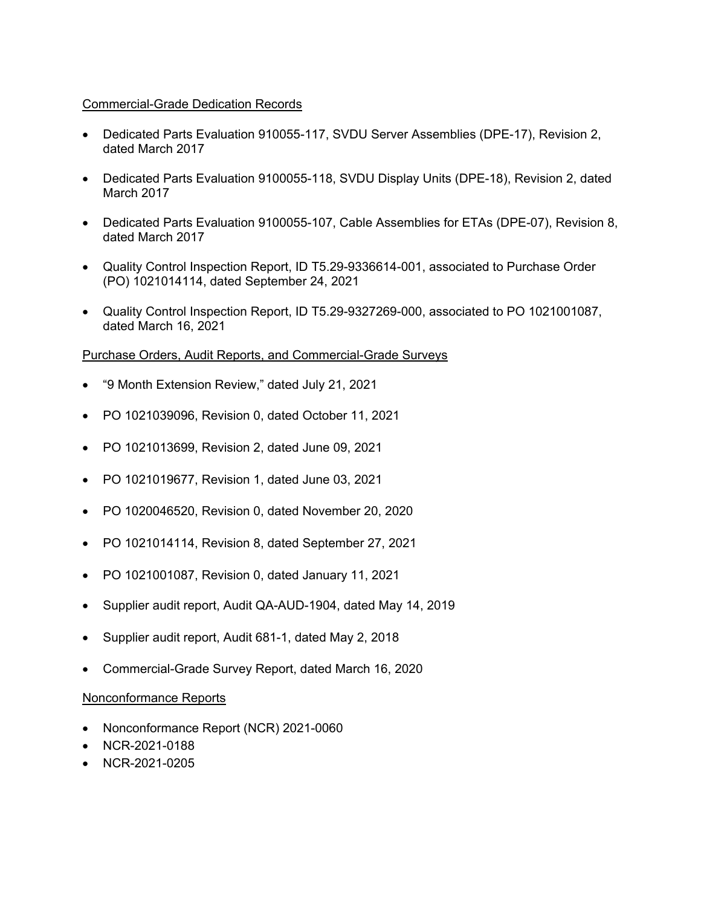Commercial-Grade Dedication Records

- Dedicated Parts Evaluation 910055-117, SVDU Server Assemblies (DPE-17), Revision 2, dated March 2017
- Dedicated Parts Evaluation 9100055-118, SVDU Display Units (DPE-18), Revision 2, dated March 2017
- Dedicated Parts Evaluation 9100055-107, Cable Assemblies for ETAs (DPE-07), Revision 8, dated March 2017
- Quality Control Inspection Report, ID T5.29-9336614-001, associated to Purchase Order (PO) 1021014114, dated September 24, 2021
- Quality Control Inspection Report, ID T5.29-9327269-000, associated to PO 1021001087, dated March 16, 2021

Purchase Orders, Audit Reports, and Commercial-Grade Surveys

- "9 Month Extension Review," dated July 21, 2021
- PO 1021039096, Revision 0, dated October 11, 2021
- PO 1021013699, Revision 2, dated June 09, 2021
- PO 1021019677, Revision 1, dated June 03, 2021
- PO 1020046520, Revision 0, dated November 20, 2020
- PO 1021014114, Revision 8, dated September 27, 2021
- PO 1021001087, Revision 0, dated January 11, 2021
- Supplier audit report, Audit QA-AUD-1904, dated May 14, 2019
- Supplier audit report, Audit 681-1, dated May 2, 2018
- Commercial-Grade Survey Report, dated March 16, 2020

Nonconformance Reports

- Nonconformance Report (NCR) 2021-0060
- NCR-2021-0188
- NCR-2021-0205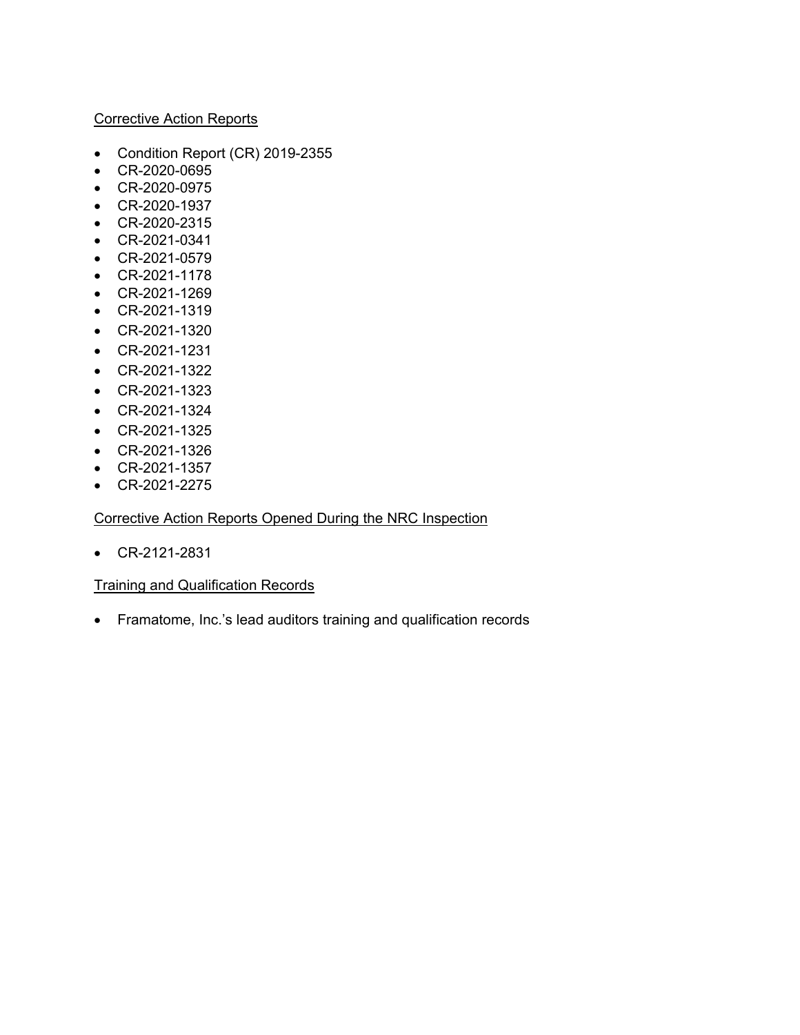Corrective Action Reports

- Condition Report (CR) 2019-2355
- CR-2020-0695
- CR-2020-0975
- CR-2020-1937
- CR-2020-2315
- CR-2021-0341
- CR-2021-0579
- CR-2021-1178
- CR-2021-1269
- CR-2021-1319
- CR-2021-1320
- CR-2021-1231
- CR-2021-1322
- CR-2021-1323
- CR-2021-1324
- CR-2021-1325
- CR-2021-1326
- CR-2021-1357
- CR-2021-2275

Corrective Action Reports Opened During the NRC Inspection

- CR-2121-2831

Training and Qualification Records

- Framatome, Inc.'s lead auditors training and qualification records